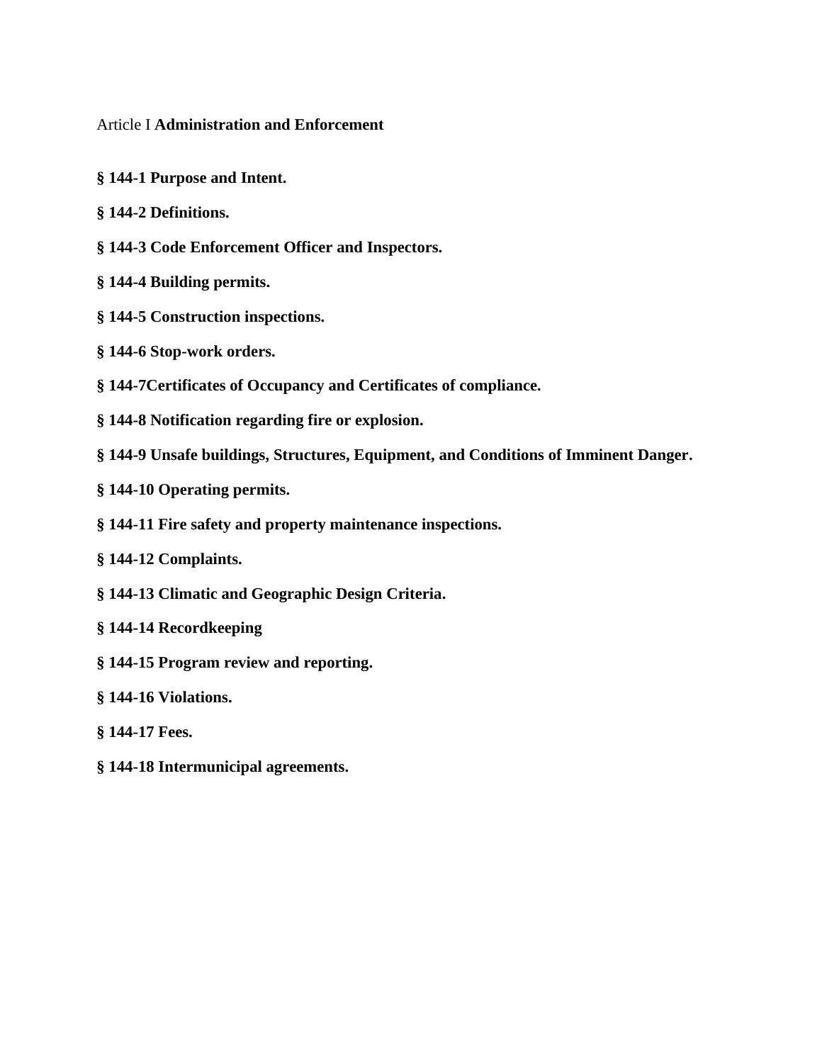Article I **Administration and Enforcement**

**§ 144-1 Purpose and Intent.**

**§ 144-2 Definitions.**

**§ 144-3 Code Enforcement Officer and Inspectors.**

**§ 144-4 Building permits.**

**§ 144-5 Construction inspections.**

**§ 144-6 Stop-work orders.**

**§ 144-7Certificates of Occupancy and Certificates of compliance.**

**§ 144-8 Notification regarding fire or explosion.**

**§ 144-9 Unsafe buildings, Structures, Equipment, and Conditions of Imminent Danger.**

**§ 144-10 Operating permits.**

**§ 144-11 Fire safety and property maintenance inspections.**

**§ 144-12 Complaints.**

**§ 144-13 Climatic and Geographic Design Criteria.**

**§ 144-14 Recordkeeping**

**§ 144-15 Program review and reporting.**

**§ 144-16 Violations.**

**§ 144-17 Fees.**

**§ 144-18 Intermunicipal agreements.**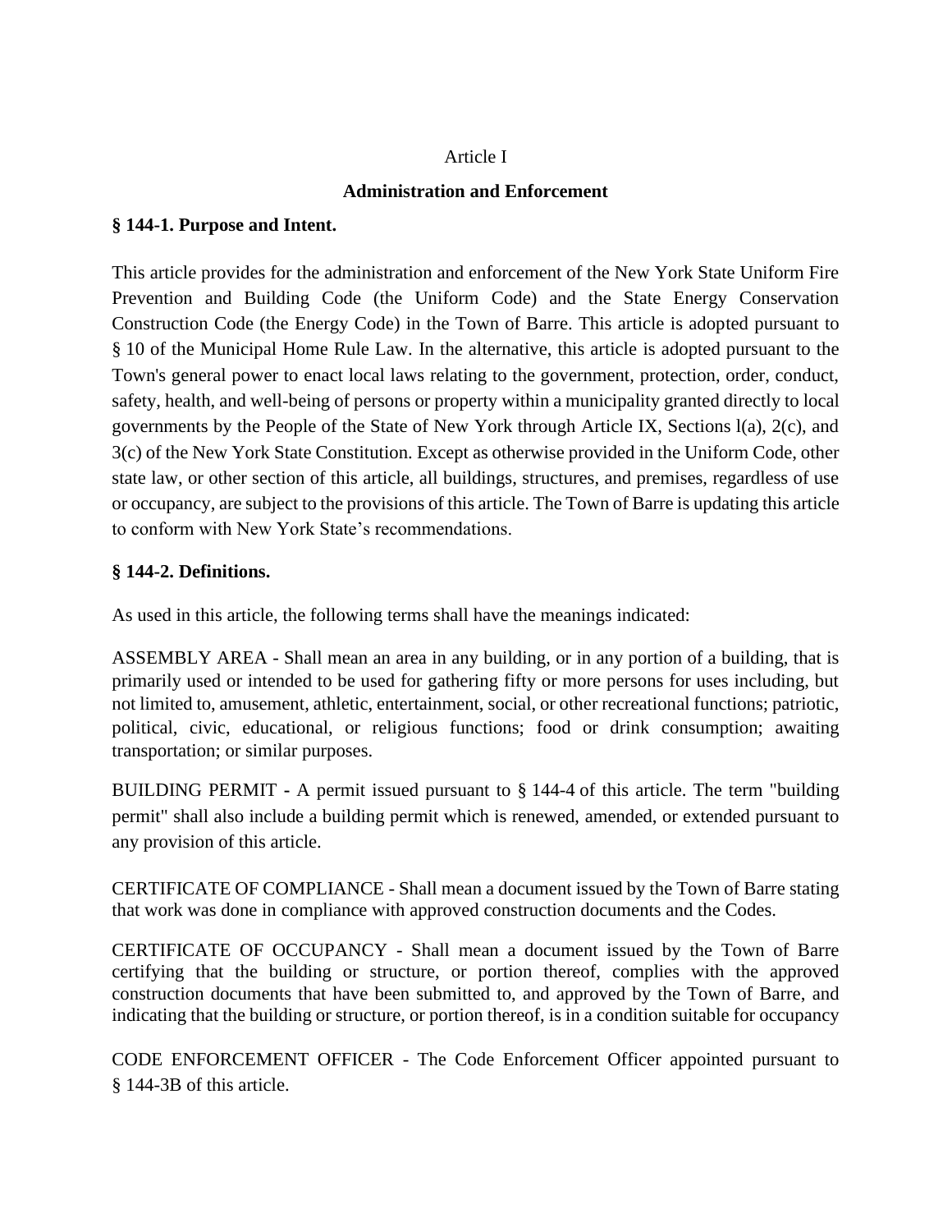Article I

**Administration and Enforcement**

**§ 144-1. Purpose and Intent.**

This article provides for the administration and enforcement of the New York State Uniform Fire Prevention and Building Code (the Uniform Code) and the State Energy Conservation Construction Code (the Energy Code) in the Town of Barre. This article is adopted pursuant to § 10 of the Municipal Home Rule Law. In the alternative, this article is adopted pursuant to the Town's general power to enact local laws relating to the government, protection, order, conduct, safety, health, and well-being of persons or property within a municipality granted directly to local governments by the People of the State of New York through Article IX, Sections l(a), 2(c), and 3(c) of the New York State Constitution. Except as otherwise provided in the Uniform Code, other state law, or other section of this article, all buildings, structures, and premises, regardless of use or occupancy, are subject to the provisions of this article. The Town of Barre is updating this article to conform with New York State's recommendations.

**§ 144-2. Definitions.**

As used in this article, the following terms shall have the meanings indicated:

ASSEMBLY AREA - Shall mean an area in any building, or in any portion of a building, that is primarily used or intended to be used for gathering fifty or more persons for uses including, but not limited to, amusement, athletic, entertainment, social, or other recreational functions; patriotic, political, civic, educational, or religious functions; food or drink consumption; awaiting transportation; or similar purposes.

BUILDING PERMIT - A permit issued pursuant to § 144-4 of this article. The term "building permit" shall also include a building permit which is renewed, amended, or extended pursuant to any provision of this article.

CERTIFICATE OF COMPLIANCE - Shall mean a document issued by the Town of Barre stating that work was done in compliance with approved construction documents and the Codes.

CERTIFICATE OF OCCUPANCY - Shall mean a document issued by the Town of Barre certifying that the building or structure, or portion thereof, complies with the approved construction documents that have been submitted to, and approved by the Town of Barre, and indicating that the building or structure, or portion thereof, is in a condition suitable for occupancy

CODE ENFORCEMENT OFFICER - The Code Enforcement Officer appointed pursuant to § 144-3B of this article.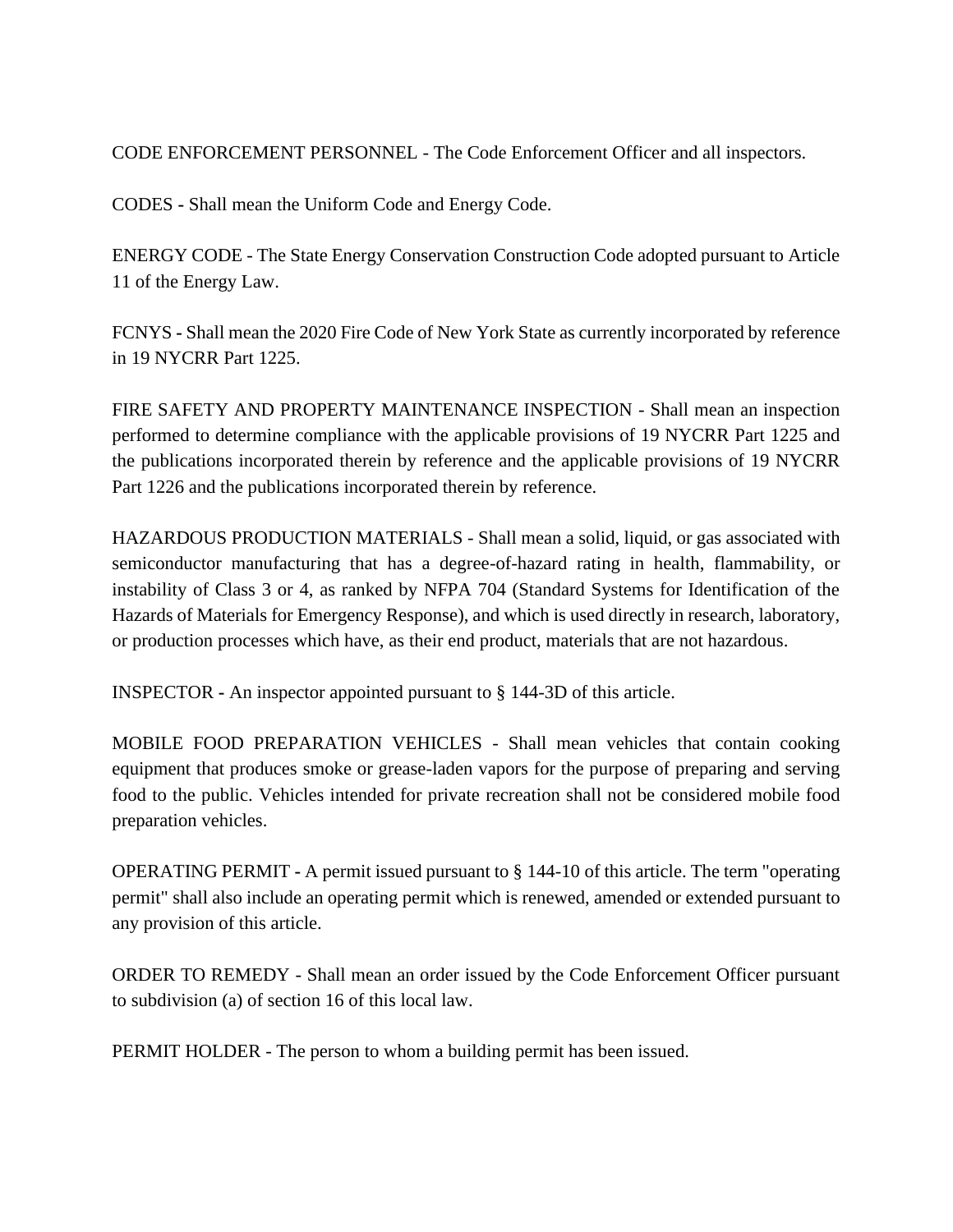CODE ENFORCEMENT PERSONNEL - The Code Enforcement Officer and all inspectors.

CODES - Shall mean the Uniform Code and Energy Code.

ENERGY CODE - The State Energy Conservation Construction Code adopted pursuant to Article 11 of the Energy Law.

FCNYS - Shall mean the 2020 Fire Code of New York State as currently incorporated by reference in 19 NYCRR Part 1225.

FIRE SAFETY AND PROPERTY MAINTENANCE INSPECTION - Shall mean an inspection performed to determine compliance with the applicable provisions of 19 NYCRR Part 1225 and the publications incorporated therein by reference and the applicable provisions of 19 NYCRR Part 1226 and the publications incorporated therein by reference.

HAZARDOUS PRODUCTION MATERIALS - Shall mean a solid, liquid, or gas associated with semiconductor manufacturing that has a degree-of-hazard rating in health, flammability, or instability of Class 3 or 4, as ranked by NFPA 704 (Standard Systems for Identification of the Hazards of Materials for Emergency Response), and which is used directly in research, laboratory, or production processes which have, as their end product, materials that are not hazardous.

INSPECTOR - An inspector appointed pursuant to § 144-3D of this article.

MOBILE FOOD PREPARATION VEHICLES - Shall mean vehicles that contain cooking equipment that produces smoke or grease-laden vapors for the purpose of preparing and serving food to the public. Vehicles intended for private recreation shall not be considered mobile food preparation vehicles.

OPERATING PERMIT - A permit issued pursuant to § 144-10 of this article. The term "operating permit" shall also include an operating permit which is renewed, amended or extended pursuant to any provision of this article.

ORDER TO REMEDY - Shall mean an order issued by the Code Enforcement Officer pursuant to subdivision (a) of section 16 of this local law.

PERMIT HOLDER - The person to whom a building permit has been issued.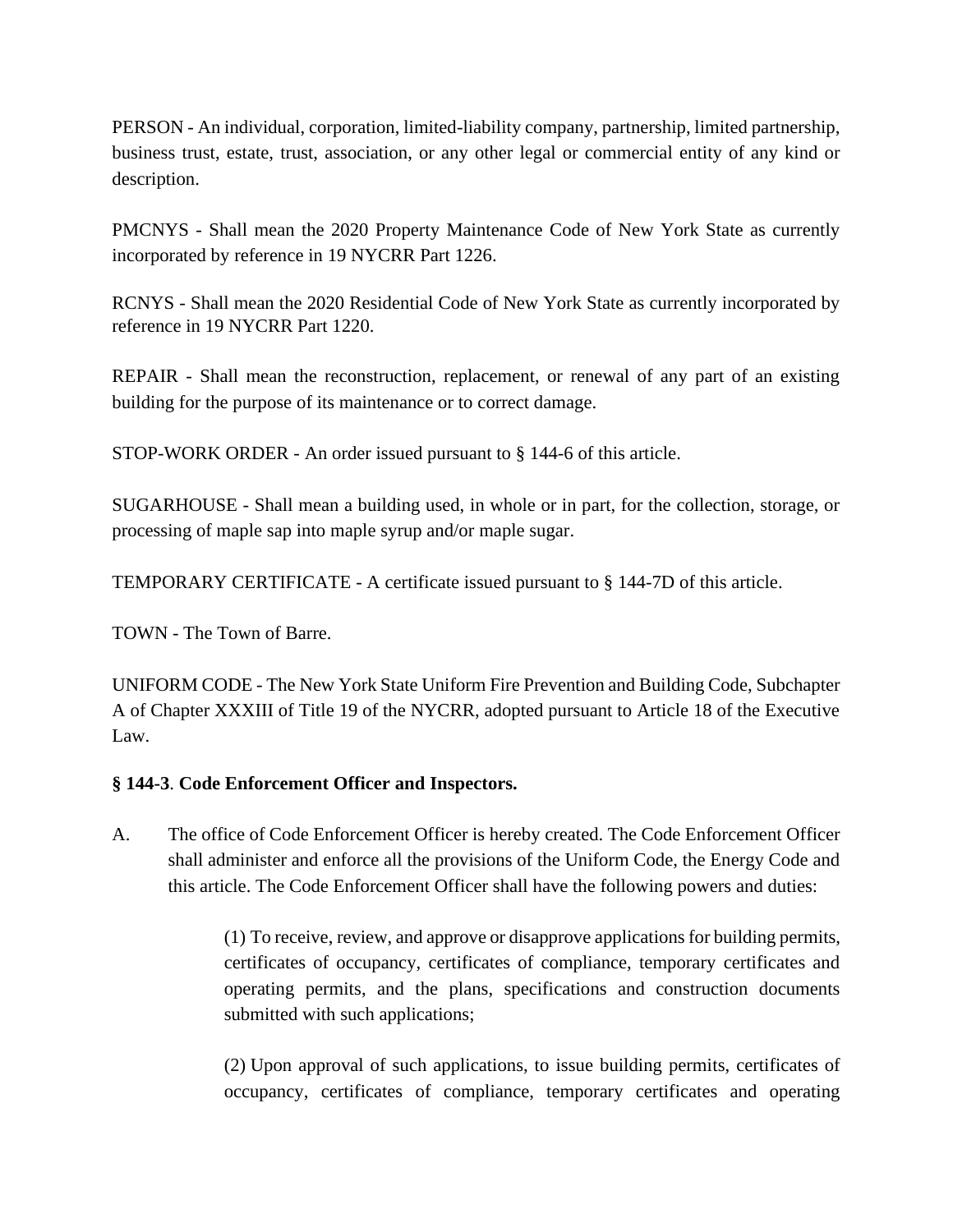PERSON - An individual, corporation, limited-liability company, partnership, limited partnership, business trust, estate, trust, association, or any other legal or commercial entity of any kind or description.

PMCNYS - Shall mean the 2020 Property Maintenance Code of New York State as currently incorporated by reference in 19 NYCRR Part 1226.

RCNYS - Shall mean the 2020 Residential Code of New York State as currently incorporated by reference in 19 NYCRR Part 1220.

REPAIR - Shall mean the reconstruction, replacement, or renewal of any part of an existing building for the purpose of its maintenance or to correct damage.

STOP-WORK ORDER - An order issued pursuant to § 144-6 of this article.

SUGARHOUSE - Shall mean a building used, in whole or in part, for the collection, storage, or processing of maple sap into maple syrup and/or maple sugar.

TEMPORARY CERTIFICATE - A certificate issued pursuant to § 144-7D of this article.

TOWN - The Town of Barre.

UNIFORM CODE - The New York State Uniform Fire Prevention and Building Code, Subchapter A of Chapter XXXIII of Title 19 of the NYCRR, adopted pursuant to Article 18 of the Executive Law.

**§ 144-3**. **Code Enforcement Officer and Inspectors.**

A. The office of Code Enforcement Officer is hereby created. The Code Enforcement Officer shall administer and enforce all the provisions of the Uniform Code, the Energy Code and this article. The Code Enforcement Officer shall have the following powers and duties:

> (1) To receive, review, and approve or disapprove applications for building permits, certificates of occupancy, certificates of compliance, temporary certificates and operating permits, and the plans, specifications and construction documents submitted with such applications;
>
> (2) Upon approval of such applications, to issue building permits, certificates of occupancy, certificates of compliance, temporary certificates and operating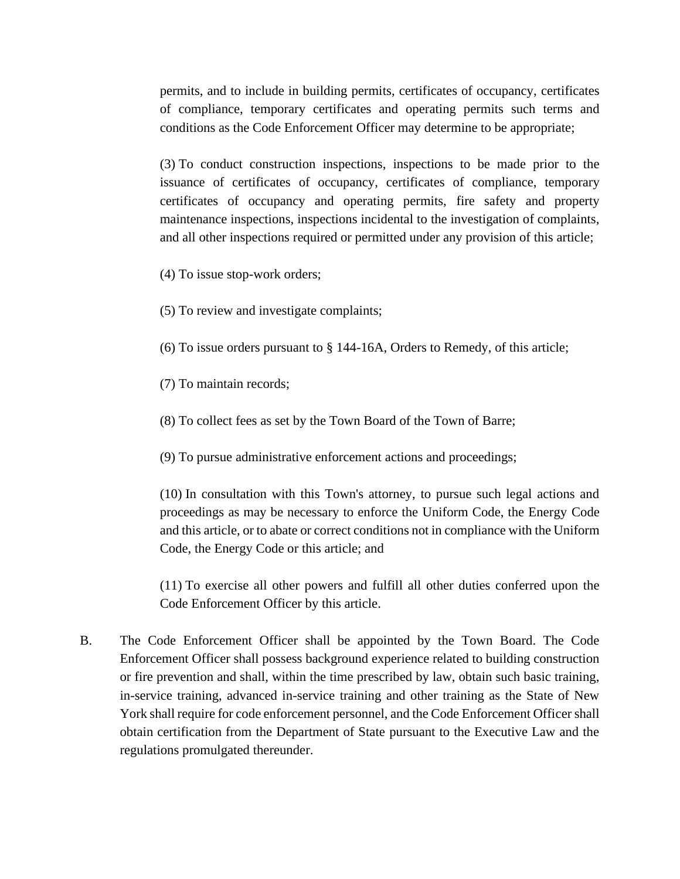permits, and to include in building permits, certificates of occupancy, certificates of compliance, temporary certificates and operating permits such terms and conditions as the Code Enforcement Officer may determine to be appropriate;

(3) To conduct construction inspections, inspections to be made prior to the issuance of certificates of occupancy, certificates of compliance, temporary certificates of occupancy and operating permits, fire safety and property maintenance inspections, inspections incidental to the investigation of complaints, and all other inspections required or permitted under any provision of this article;

(4) To issue stop-work orders;

(5) To review and investigate complaints;

(6) To issue orders pursuant to § 144-16A, Orders to Remedy, of this article;

(7) To maintain records;

(8) To collect fees as set by the Town Board of the Town of Barre;

(9) To pursue administrative enforcement actions and proceedings;

(10) In consultation with this Town's attorney, to pursue such legal actions and proceedings as may be necessary to enforce the Uniform Code, the Energy Code and this article, or to abate or correct conditions not in compliance with the Uniform Code, the Energy Code or this article; and

(11) To exercise all other powers and fulfill all other duties conferred upon the Code Enforcement Officer by this article.

B. The Code Enforcement Officer shall be appointed by the Town Board. The Code Enforcement Officer shall possess background experience related to building construction or fire prevention and shall, within the time prescribed by law, obtain such basic training, in-service training, advanced in-service training and other training as the State of New York shall require for code enforcement personnel, and the Code Enforcement Officer shall obtain certification from the Department of State pursuant to the Executive Law and the regulations promulgated thereunder.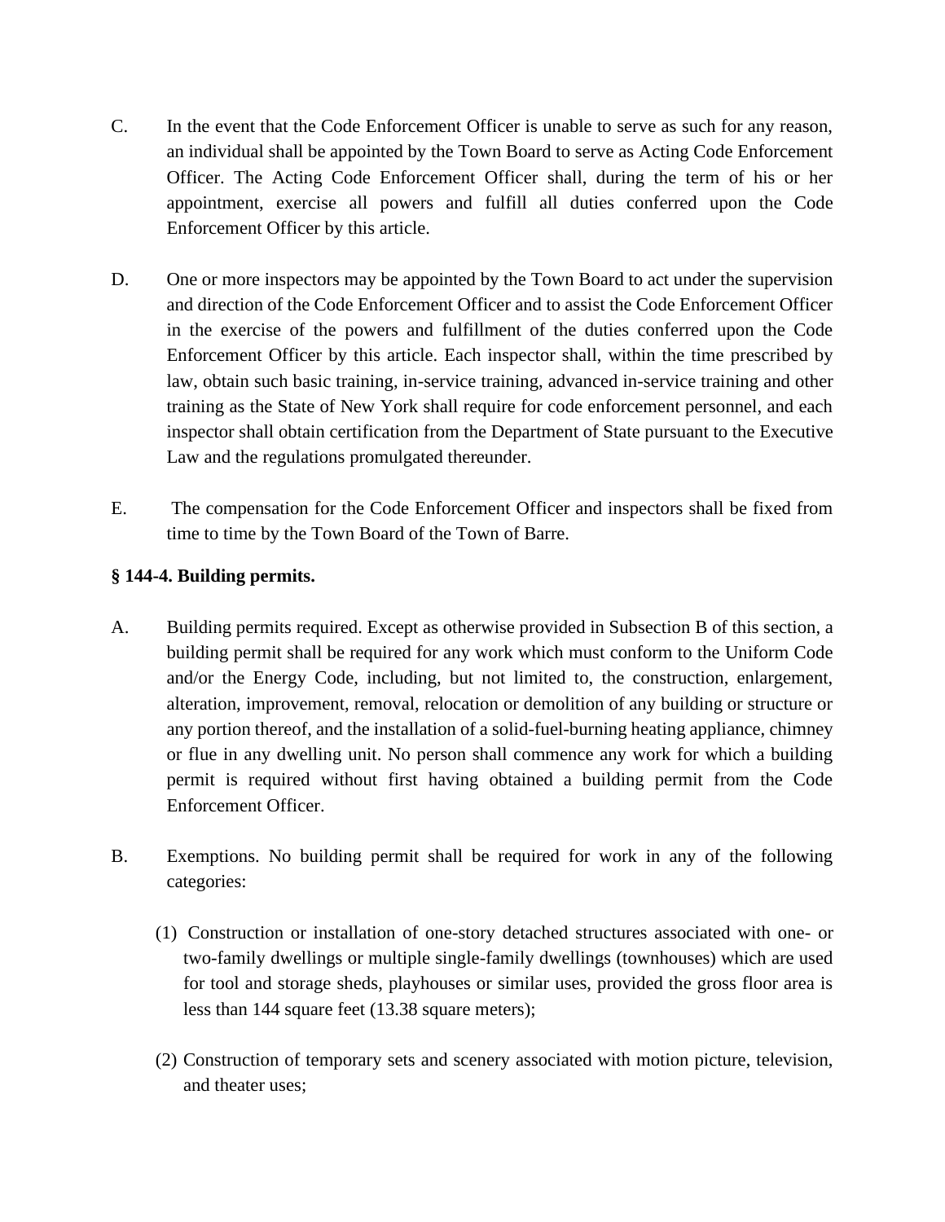C. In the event that the Code Enforcement Officer is unable to serve as such for any reason, an individual shall be appointed by the Town Board to serve as Acting Code Enforcement Officer. The Acting Code Enforcement Officer shall, during the term of his or her appointment, exercise all powers and fulfill all duties conferred upon the Code Enforcement Officer by this article.

D. One or more inspectors may be appointed by the Town Board to act under the supervision and direction of the Code Enforcement Officer and to assist the Code Enforcement Officer in the exercise of the powers and fulfillment of the duties conferred upon the Code Enforcement Officer by this article. Each inspector shall, within the time prescribed by law, obtain such basic training, in-service training, advanced in-service training and other training as the State of New York shall require for code enforcement personnel, and each inspector shall obtain certification from the Department of State pursuant to the Executive Law and the regulations promulgated thereunder.

E. The compensation for the Code Enforcement Officer and inspectors shall be fixed from time to time by the Town Board of the Town of Barre.

**§ 144-4. Building permits.**

A. Building permits required. Except as otherwise provided in Subsection B of this section, a building permit shall be required for any work which must conform to the Uniform Code and/or the Energy Code, including, but not limited to, the construction, enlargement, alteration, improvement, removal, relocation or demolition of any building or structure or any portion thereof, and the installation of a solid-fuel-burning heating appliance, chimney or flue in any dwelling unit. No person shall commence any work for which a building permit is required without first having obtained a building permit from the Code Enforcement Officer.

B. Exemptions. No building permit shall be required for work in any of the following categories:

(1) Construction or installation of one-story detached structures associated with one- or two-family dwellings or multiple single-family dwellings (townhouses) which are used for tool and storage sheds, playhouses or similar uses, provided the gross floor area is less than 144 square feet (13.38 square meters);

(2) Construction of temporary sets and scenery associated with motion picture, television, and theater uses;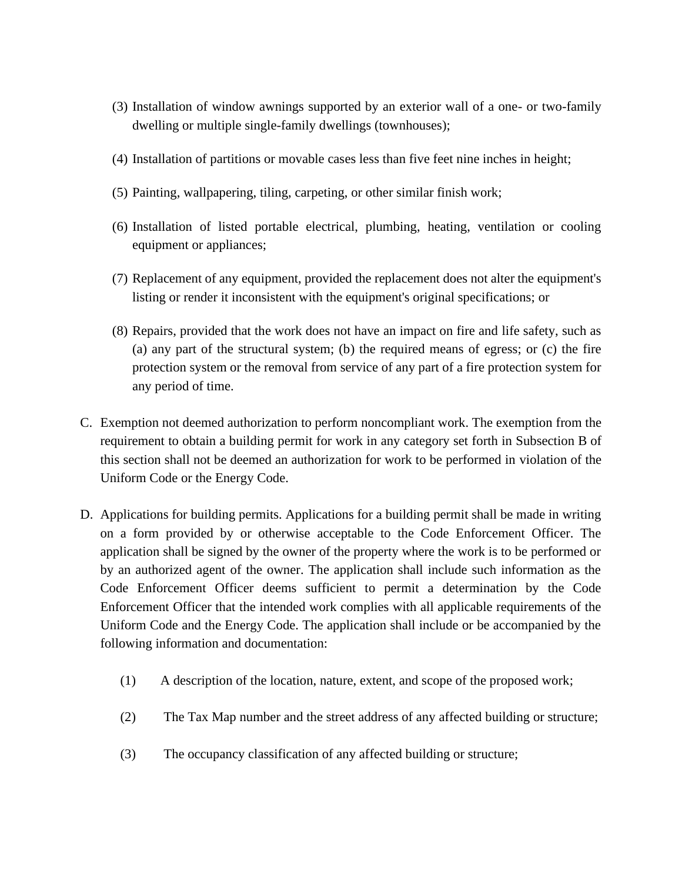(3) Installation of window awnings supported by an exterior wall of a one- or two-family dwelling or multiple single-family dwellings (townhouses);

(4) Installation of partitions or movable cases less than five feet nine inches in height;

(5) Painting, wallpapering, tiling, carpeting, or other similar finish work;

(6) Installation of listed portable electrical, plumbing, heating, ventilation or cooling equipment or appliances;

(7) Replacement of any equipment, provided the replacement does not alter the equipment's listing or render it inconsistent with the equipment's original specifications; or

(8) Repairs, provided that the work does not have an impact on fire and life safety, such as (a) any part of the structural system; (b) the required means of egress; or (c) the fire protection system or the removal from service of any part of a fire protection system for any period of time.

C. Exemption not deemed authorization to perform noncompliant work. The exemption from the requirement to obtain a building permit for work in any category set forth in Subsection B of this section shall not be deemed an authorization for work to be performed in violation of the Uniform Code or the Energy Code.

D. Applications for building permits. Applications for a building permit shall be made in writing on a form provided by or otherwise acceptable to the Code Enforcement Officer. The application shall be signed by the owner of the property where the work is to be performed or by an authorized agent of the owner. The application shall include such information as the Code Enforcement Officer deems sufficient to permit a determination by the Code Enforcement Officer that the intended work complies with all applicable requirements of the Uniform Code and the Energy Code. The application shall include or be accompanied by the following information and documentation:

(1) A description of the location, nature, extent, and scope of the proposed work;

(2) The Tax Map number and the street address of any affected building or structure;

(3) The occupancy classification of any affected building or structure;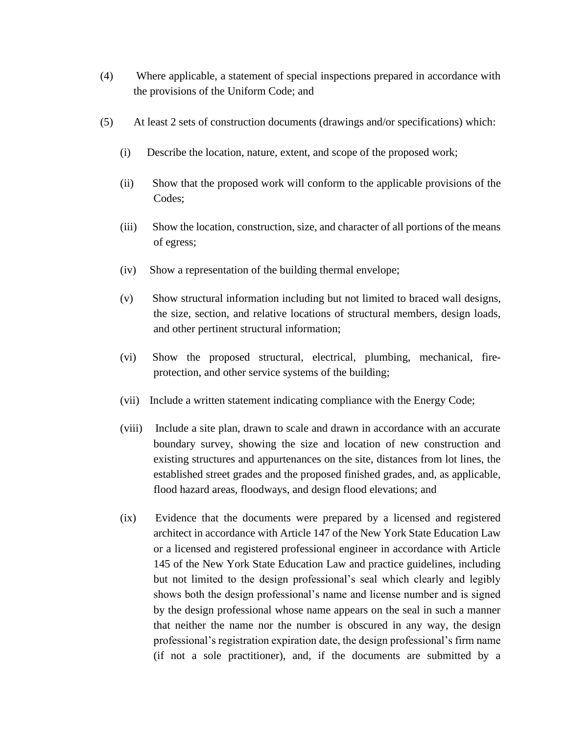(4) Where applicable, a statement of special inspections prepared in accordance with the provisions of the Uniform Code; and

(5) At least 2 sets of construction documents (drawings and/or specifications) which:

   (i) Describe the location, nature, extent, and scope of the proposed work;

   (ii) Show that the proposed work will conform to the applicable provisions of the Codes;

   (iii) Show the location, construction, size, and character of all portions of the means of egress;

   (iv) Show a representation of the building thermal envelope;

   (v) Show structural information including but not limited to braced wall designs, the size, section, and relative locations of structural members, design loads, and other pertinent structural information;

   (vi) Show the proposed structural, electrical, plumbing, mechanical, fire-protection, and other service systems of the building;

   (vii) Include a written statement indicating compliance with the Energy Code;

   (viii) Include a site plan, drawn to scale and drawn in accordance with an accurate boundary survey, showing the size and location of new construction and existing structures and appurtenances on the site, distances from lot lines, the established street grades and the proposed finished grades, and, as applicable, flood hazard areas, floodways, and design flood elevations; and

   (ix) Evidence that the documents were prepared by a licensed and registered architect in accordance with Article 147 of the New York State Education Law or a licensed and registered professional engineer in accordance with Article 145 of the New York State Education Law and practice guidelines, including but not limited to the design professional's seal which clearly and legibly shows both the design professional's name and license number and is signed by the design professional whose name appears on the seal in such a manner that neither the name nor the number is obscured in any way, the design professional's registration expiration date, the design professional's firm name (if not a sole practitioner), and, if the documents are submitted by a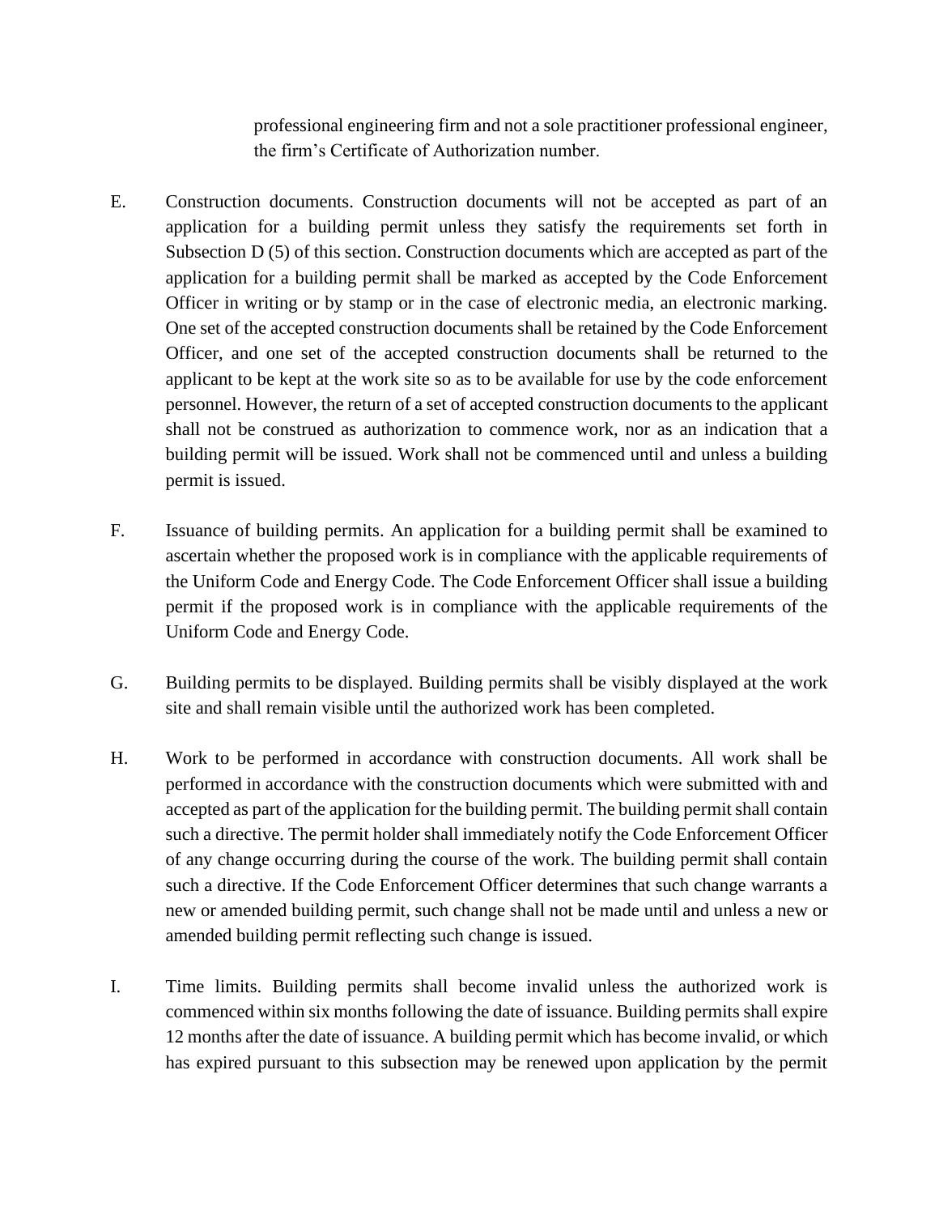professional engineering firm and not a sole practitioner professional engineer, the firm's Certificate of Authorization number.

E. Construction documents. Construction documents will not be accepted as part of an application for a building permit unless they satisfy the requirements set forth in Subsection D (5) of this section. Construction documents which are accepted as part of the application for a building permit shall be marked as accepted by the Code Enforcement Officer in writing or by stamp or in the case of electronic media, an electronic marking. One set of the accepted construction documents shall be retained by the Code Enforcement Officer, and one set of the accepted construction documents shall be returned to the applicant to be kept at the work site so as to be available for use by the code enforcement personnel. However, the return of a set of accepted construction documents to the applicant shall not be construed as authorization to commence work, nor as an indication that a building permit will be issued. Work shall not be commenced until and unless a building permit is issued.

F. Issuance of building permits. An application for a building permit shall be examined to ascertain whether the proposed work is in compliance with the applicable requirements of the Uniform Code and Energy Code. The Code Enforcement Officer shall issue a building permit if the proposed work is in compliance with the applicable requirements of the Uniform Code and Energy Code.

G. Building permits to be displayed. Building permits shall be visibly displayed at the work site and shall remain visible until the authorized work has been completed.

H. Work to be performed in accordance with construction documents. All work shall be performed in accordance with the construction documents which were submitted with and accepted as part of the application for the building permit. The building permit shall contain such a directive. The permit holder shall immediately notify the Code Enforcement Officer of any change occurring during the course of the work. The building permit shall contain such a directive. If the Code Enforcement Officer determines that such change warrants a new or amended building permit, such change shall not be made until and unless a new or amended building permit reflecting such change is issued.

I. Time limits. Building permits shall become invalid unless the authorized work is commenced within six months following the date of issuance. Building permits shall expire 12 months after the date of issuance. A building permit which has become invalid, or which has expired pursuant to this subsection may be renewed upon application by the permit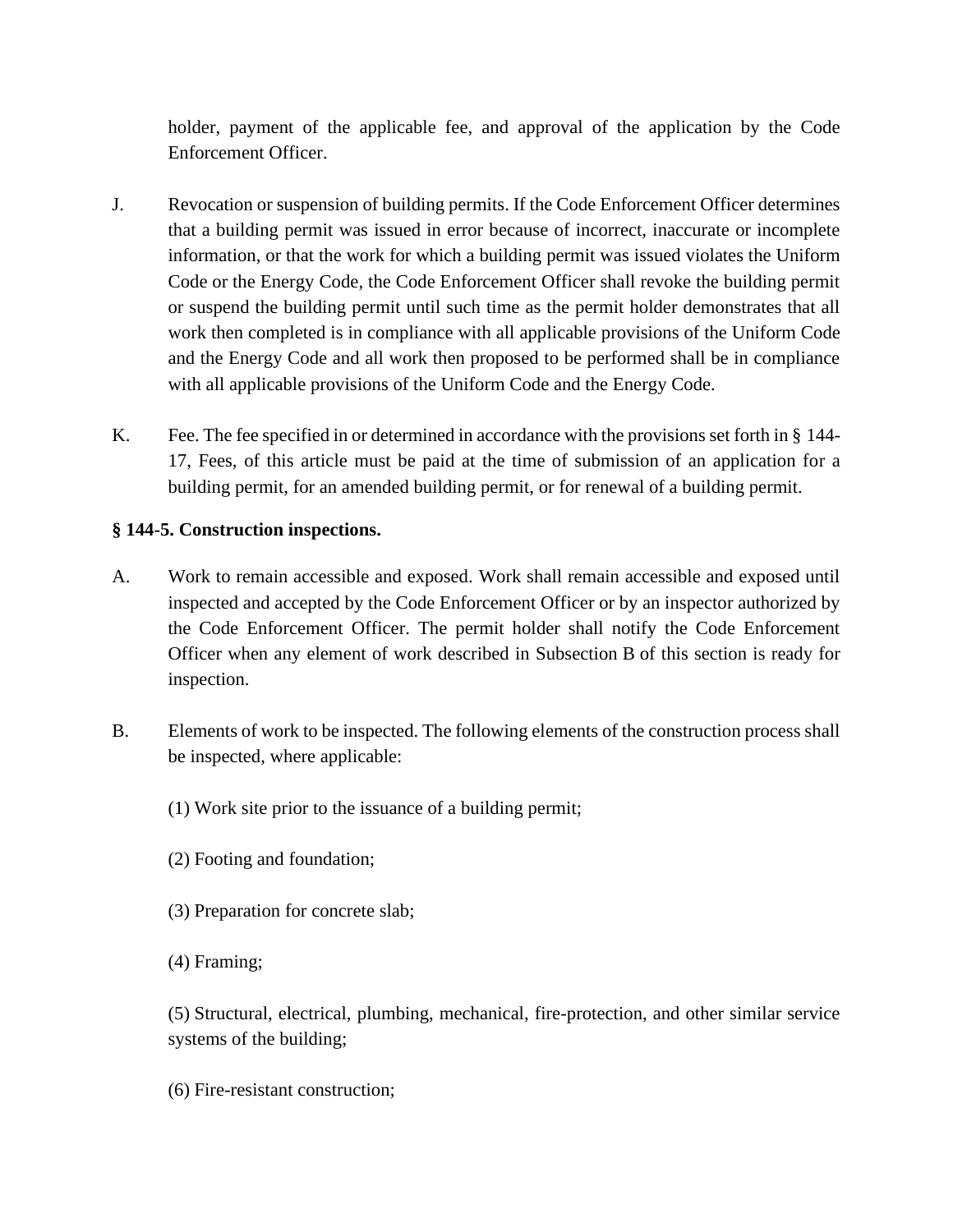holder, payment of the applicable fee, and approval of the application by the Code Enforcement Officer.

J. Revocation or suspension of building permits. If the Code Enforcement Officer determines that a building permit was issued in error because of incorrect, inaccurate or incomplete information, or that the work for which a building permit was issued violates the Uniform Code or the Energy Code, the Code Enforcement Officer shall revoke the building permit or suspend the building permit until such time as the permit holder demonstrates that all work then completed is in compliance with all applicable provisions of the Uniform Code and the Energy Code and all work then proposed to be performed shall be in compliance with all applicable provisions of the Uniform Code and the Energy Code.

K. Fee. The fee specified in or determined in accordance with the provisions set forth in § 144-17, Fees, of this article must be paid at the time of submission of an application for a building permit, for an amended building permit, or for renewal of a building permit.

**§ 144-5. Construction inspections.**

A. Work to remain accessible and exposed. Work shall remain accessible and exposed until inspected and accepted by the Code Enforcement Officer or by an inspector authorized by the Code Enforcement Officer. The permit holder shall notify the Code Enforcement Officer when any element of work described in Subsection B of this section is ready for inspection.

B. Elements of work to be inspected. The following elements of the construction process shall be inspected, where applicable:

(1) Work site prior to the issuance of a building permit;

(2) Footing and foundation;

(3) Preparation for concrete slab;

(4) Framing;

(5) Structural, electrical, plumbing, mechanical, fire-protection, and other similar service systems of the building;

(6) Fire-resistant construction;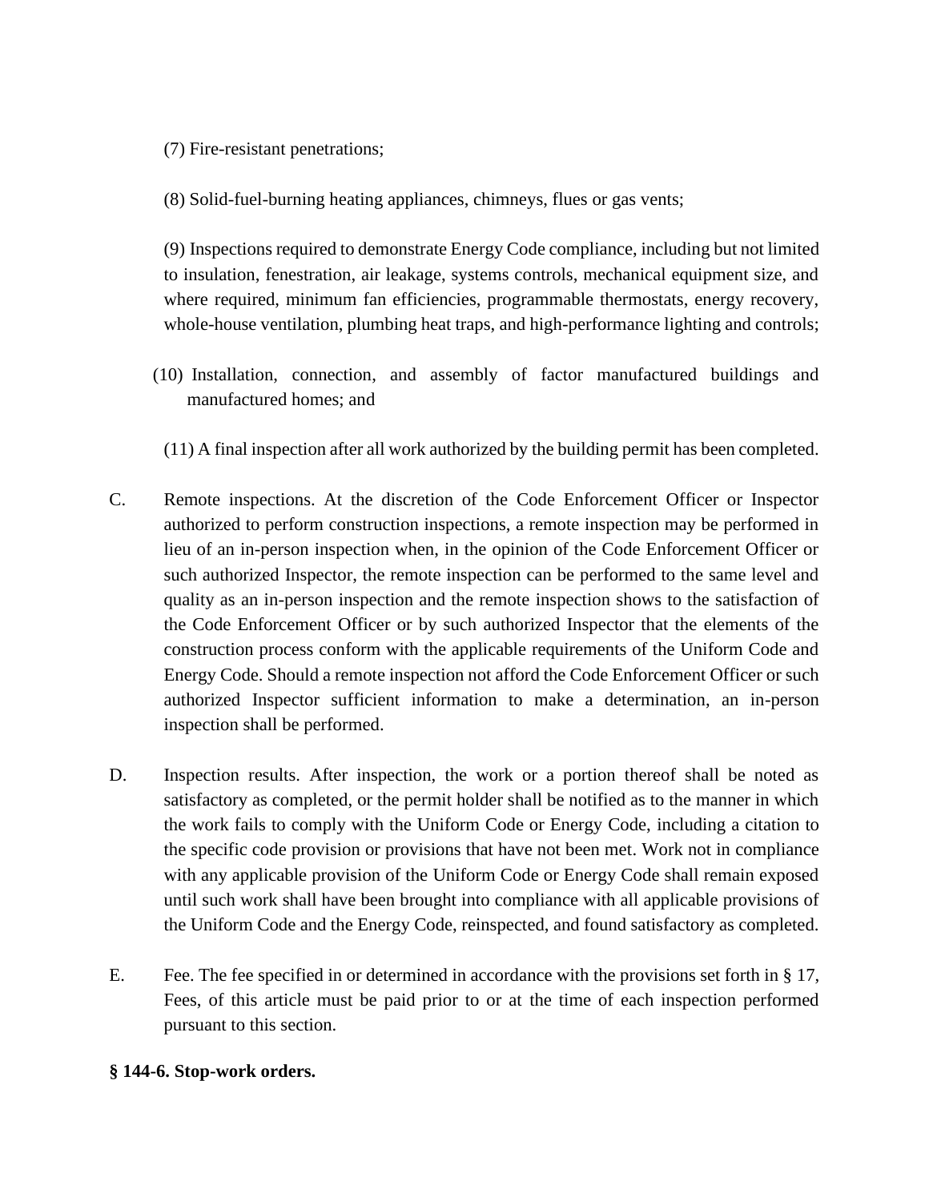(7) Fire-resistant penetrations;

(8) Solid-fuel-burning heating appliances, chimneys, flues or gas vents;

(9) Inspections required to demonstrate Energy Code compliance, including but not limited to insulation, fenestration, air leakage, systems controls, mechanical equipment size, and where required, minimum fan efficiencies, programmable thermostats, energy recovery, whole-house ventilation, plumbing heat traps, and high-performance lighting and controls;

(10) Installation, connection, and assembly of factor manufactured buildings and manufactured homes; and

(11) A final inspection after all work authorized by the building permit has been completed.

C. Remote inspections. At the discretion of the Code Enforcement Officer or Inspector authorized to perform construction inspections, a remote inspection may be performed in lieu of an in-person inspection when, in the opinion of the Code Enforcement Officer or such authorized Inspector, the remote inspection can be performed to the same level and quality as an in-person inspection and the remote inspection shows to the satisfaction of the Code Enforcement Officer or by such authorized Inspector that the elements of the construction process conform with the applicable requirements of the Uniform Code and Energy Code. Should a remote inspection not afford the Code Enforcement Officer or such authorized Inspector sufficient information to make a determination, an in-person inspection shall be performed.

D. Inspection results. After inspection, the work or a portion thereof shall be noted as satisfactory as completed, or the permit holder shall be notified as to the manner in which the work fails to comply with the Uniform Code or Energy Code, including a citation to the specific code provision or provisions that have not been met. Work not in compliance with any applicable provision of the Uniform Code or Energy Code shall remain exposed until such work shall have been brought into compliance with all applicable provisions of the Uniform Code and the Energy Code, reinspected, and found satisfactory as completed.

E. Fee. The fee specified in or determined in accordance with the provisions set forth in § 17, Fees, of this article must be paid prior to or at the time of each inspection performed pursuant to this section.

**§ 144-6. Stop-work orders.**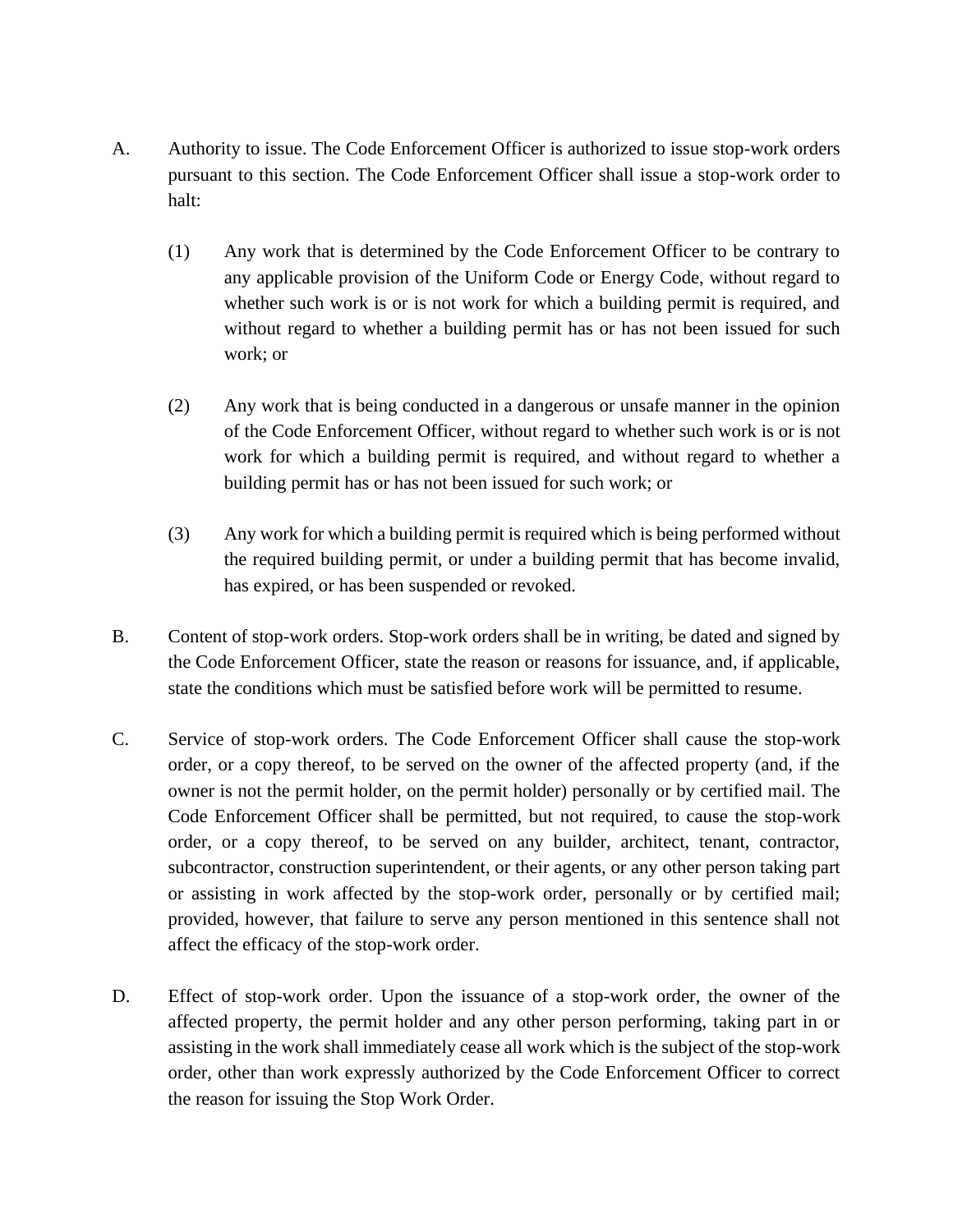A. Authority to issue. The Code Enforcement Officer is authorized to issue stop-work orders pursuant to this section. The Code Enforcement Officer shall issue a stop-work order to halt:

   (1) Any work that is determined by the Code Enforcement Officer to be contrary to any applicable provision of the Uniform Code or Energy Code, without regard to whether such work is or is not work for which a building permit is required, and without regard to whether a building permit has or has not been issued for such work; or

   (2) Any work that is being conducted in a dangerous or unsafe manner in the opinion of the Code Enforcement Officer, without regard to whether such work is or is not work for which a building permit is required, and without regard to whether a building permit has or has not been issued for such work; or

   (3) Any work for which a building permit is required which is being performed without the required building permit, or under a building permit that has become invalid, has expired, or has been suspended or revoked.

B. Content of stop-work orders. Stop-work orders shall be in writing, be dated and signed by the Code Enforcement Officer, state the reason or reasons for issuance, and, if applicable, state the conditions which must be satisfied before work will be permitted to resume.

C. Service of stop-work orders. The Code Enforcement Officer shall cause the stop-work order, or a copy thereof, to be served on the owner of the affected property (and, if the owner is not the permit holder, on the permit holder) personally or by certified mail. The Code Enforcement Officer shall be permitted, but not required, to cause the stop-work order, or a copy thereof, to be served on any builder, architect, tenant, contractor, subcontractor, construction superintendent, or their agents, or any other person taking part or assisting in work affected by the stop-work order, personally or by certified mail; provided, however, that failure to serve any person mentioned in this sentence shall not affect the efficacy of the stop-work order.

D. Effect of stop-work order. Upon the issuance of a stop-work order, the owner of the affected property, the permit holder and any other person performing, taking part in or assisting in the work shall immediately cease all work which is the subject of the stop-work order, other than work expressly authorized by the Code Enforcement Officer to correct the reason for issuing the Stop Work Order.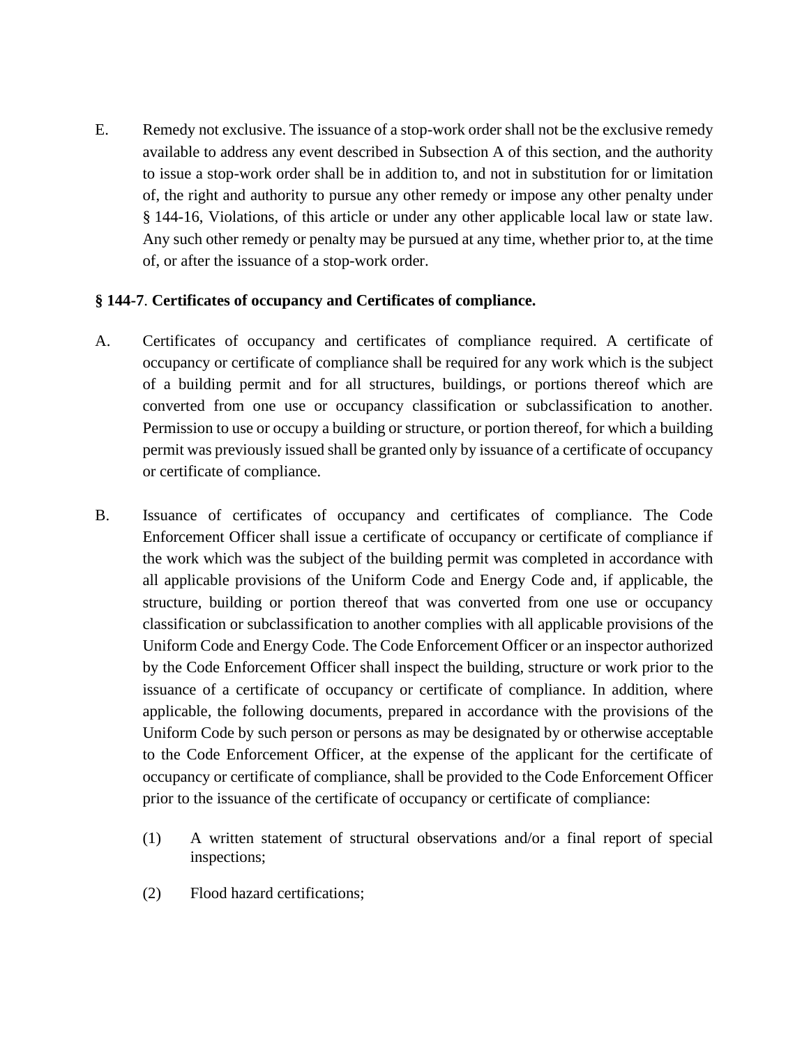E. Remedy not exclusive. The issuance of a stop-work order shall not be the exclusive remedy available to address any event described in Subsection A of this section, and the authority to issue a stop-work order shall be in addition to, and not in substitution for or limitation of, the right and authority to pursue any other remedy or impose any other penalty under § 144-16, Violations, of this article or under any other applicable local law or state law. Any such other remedy or penalty may be pursued at any time, whether prior to, at the time of, or after the issuance of a stop-work order.

**§ 144-7**. **Certificates of occupancy and Certificates of compliance.**

A. Certificates of occupancy and certificates of compliance required. A certificate of occupancy or certificate of compliance shall be required for any work which is the subject of a building permit and for all structures, buildings, or portions thereof which are converted from one use or occupancy classification or subclassification to another. Permission to use or occupy a building or structure, or portion thereof, for which a building permit was previously issued shall be granted only by issuance of a certificate of occupancy or certificate of compliance.

B. Issuance of certificates of occupancy and certificates of compliance. The Code Enforcement Officer shall issue a certificate of occupancy or certificate of compliance if the work which was the subject of the building permit was completed in accordance with all applicable provisions of the Uniform Code and Energy Code and, if applicable, the structure, building or portion thereof that was converted from one use or occupancy classification or subclassification to another complies with all applicable provisions of the Uniform Code and Energy Code. The Code Enforcement Officer or an inspector authorized by the Code Enforcement Officer shall inspect the building, structure or work prior to the issuance of a certificate of occupancy or certificate of compliance. In addition, where applicable, the following documents, prepared in accordance with the provisions of the Uniform Code by such person or persons as may be designated by or otherwise acceptable to the Code Enforcement Officer, at the expense of the applicant for the certificate of occupancy or certificate of compliance, shall be provided to the Code Enforcement Officer prior to the issuance of the certificate of occupancy or certificate of compliance:

(1) A written statement of structural observations and/or a final report of special inspections;

(2) Flood hazard certifications;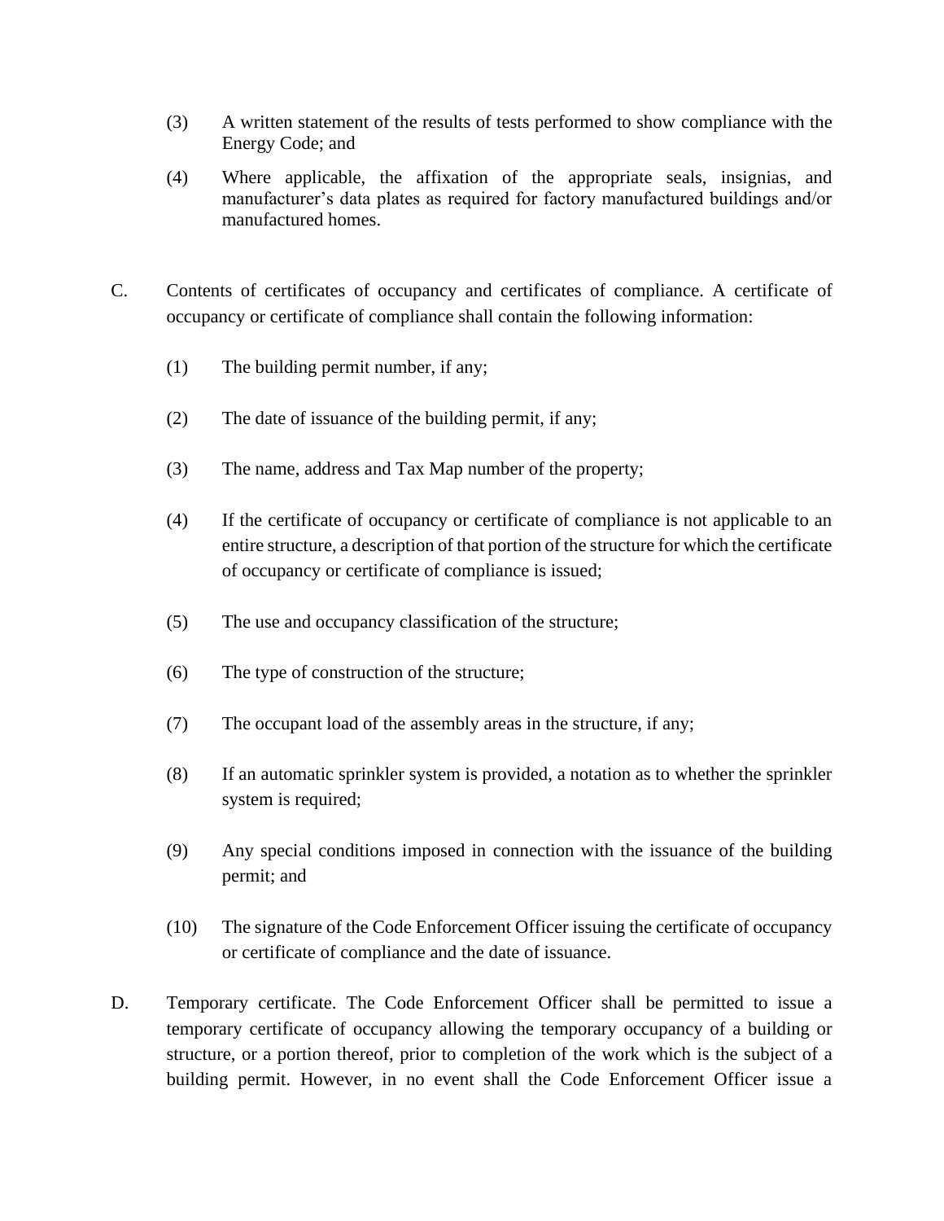(3) A written statement of the results of tests performed to show compliance with the Energy Code; and

(4) Where applicable, the affixation of the appropriate seals, insignias, and manufacturer's data plates as required for factory manufactured buildings and/or manufactured homes.

C. Contents of certificates of occupancy and certificates of compliance. A certificate of occupancy or certificate of compliance shall contain the following information:

(1) The building permit number, if any;

(2) The date of issuance of the building permit, if any;

(3) The name, address and Tax Map number of the property;

(4) If the certificate of occupancy or certificate of compliance is not applicable to an entire structure, a description of that portion of the structure for which the certificate of occupancy or certificate of compliance is issued;

(5) The use and occupancy classification of the structure;

(6) The type of construction of the structure;

(7) The occupant load of the assembly areas in the structure, if any;

(8) If an automatic sprinkler system is provided, a notation as to whether the sprinkler system is required;

(9) Any special conditions imposed in connection with the issuance of the building permit; and

(10) The signature of the Code Enforcement Officer issuing the certificate of occupancy or certificate of compliance and the date of issuance.

D. Temporary certificate. The Code Enforcement Officer shall be permitted to issue a temporary certificate of occupancy allowing the temporary occupancy of a building or structure, or a portion thereof, prior to completion of the work which is the subject of a building permit. However, in no event shall the Code Enforcement Officer issue a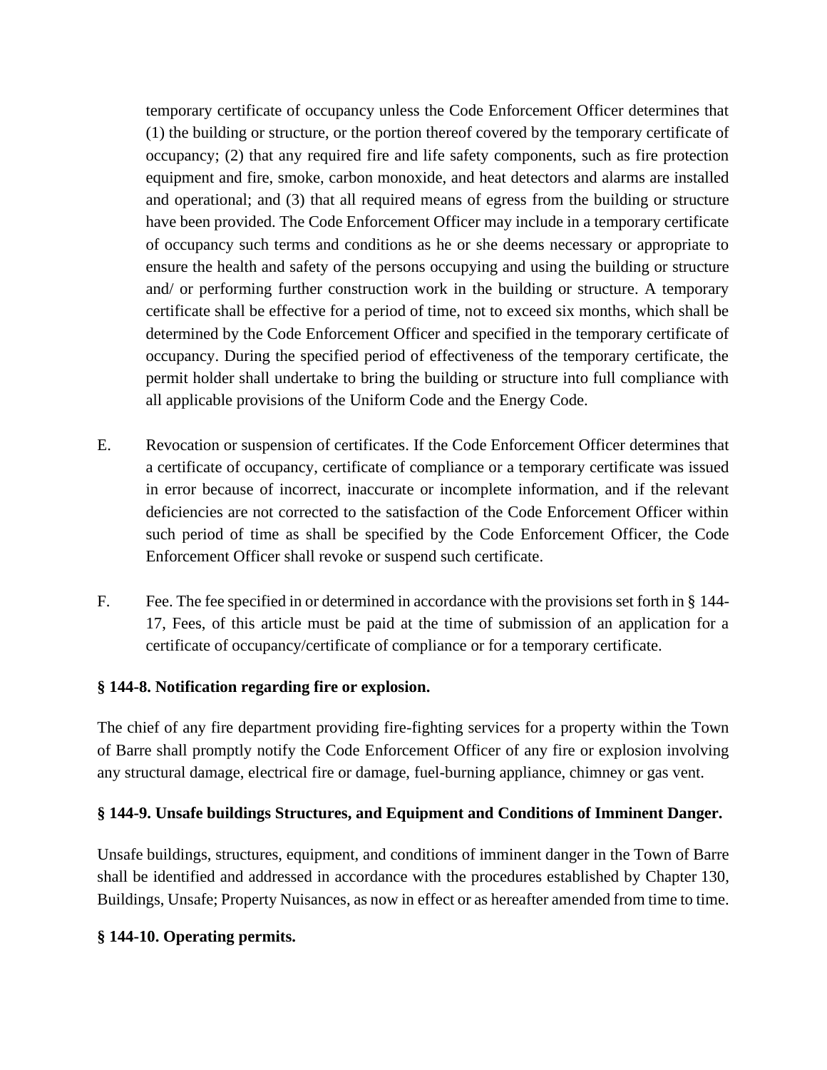temporary certificate of occupancy unless the Code Enforcement Officer determines that (1) the building or structure, or the portion thereof covered by the temporary certificate of occupancy; (2) that any required fire and life safety components, such as fire protection equipment and fire, smoke, carbon monoxide, and heat detectors and alarms are installed and operational; and (3) that all required means of egress from the building or structure have been provided. The Code Enforcement Officer may include in a temporary certificate of occupancy such terms and conditions as he or she deems necessary or appropriate to ensure the health and safety of the persons occupying and using the building or structure and/ or performing further construction work in the building or structure. A temporary certificate shall be effective for a period of time, not to exceed six months, which shall be determined by the Code Enforcement Officer and specified in the temporary certificate of occupancy. During the specified period of effectiveness of the temporary certificate, the permit holder shall undertake to bring the building or structure into full compliance with all applicable provisions of the Uniform Code and the Energy Code.

E. Revocation or suspension of certificates. If the Code Enforcement Officer determines that a certificate of occupancy, certificate of compliance or a temporary certificate was issued in error because of incorrect, inaccurate or incomplete information, and if the relevant deficiencies are not corrected to the satisfaction of the Code Enforcement Officer within such period of time as shall be specified by the Code Enforcement Officer, the Code Enforcement Officer shall revoke or suspend such certificate.

F. Fee. The fee specified in or determined in accordance with the provisions set forth in § 144-17, Fees, of this article must be paid at the time of submission of an application for a certificate of occupancy/certificate of compliance or for a temporary certificate.

**§ 144-8. Notification regarding fire or explosion.**

The chief of any fire department providing fire-fighting services for a property within the Town of Barre shall promptly notify the Code Enforcement Officer of any fire or explosion involving any structural damage, electrical fire or damage, fuel-burning appliance, chimney or gas vent.

**§ 144-9. Unsafe buildings Structures, and Equipment and Conditions of Imminent Danger.**

Unsafe buildings, structures, equipment, and conditions of imminent danger in the Town of Barre shall be identified and addressed in accordance with the procedures established by Chapter 130, Buildings, Unsafe; Property Nuisances, as now in effect or as hereafter amended from time to time.

**§ 144-10. Operating permits.**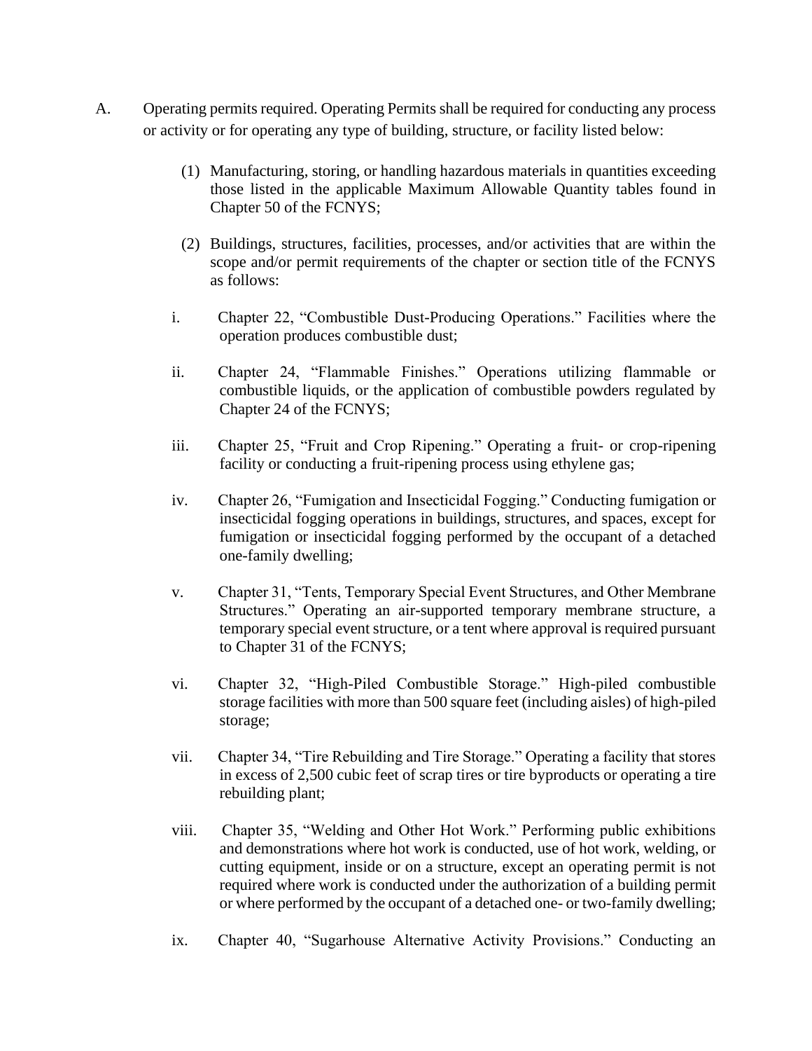A. Operating permits required. Operating Permits shall be required for conducting any process or activity or for operating any type of building, structure, or facility listed below:

(1) Manufacturing, storing, or handling hazardous materials in quantities exceeding those listed in the applicable Maximum Allowable Quantity tables found in Chapter 50 of the FCNYS;

(2) Buildings, structures, facilities, processes, and/or activities that are within the scope and/or permit requirements of the chapter or section title of the FCNYS as follows:

i. Chapter 22, "Combustible Dust-Producing Operations." Facilities where the operation produces combustible dust;

ii. Chapter 24, "Flammable Finishes." Operations utilizing flammable or combustible liquids, or the application of combustible powders regulated by Chapter 24 of the FCNYS;

iii. Chapter 25, "Fruit and Crop Ripening." Operating a fruit- or crop-ripening facility or conducting a fruit-ripening process using ethylene gas;

iv. Chapter 26, "Fumigation and Insecticidal Fogging." Conducting fumigation or insecticidal fogging operations in buildings, structures, and spaces, except for fumigation or insecticidal fogging performed by the occupant of a detached one-family dwelling;

v. Chapter 31, "Tents, Temporary Special Event Structures, and Other Membrane Structures." Operating an air-supported temporary membrane structure, a temporary special event structure, or a tent where approval is required pursuant to Chapter 31 of the FCNYS;

vi. Chapter 32, "High-Piled Combustible Storage." High-piled combustible storage facilities with more than 500 square feet (including aisles) of high-piled storage;

vii. Chapter 34, "Tire Rebuilding and Tire Storage." Operating a facility that stores in excess of 2,500 cubic feet of scrap tires or tire byproducts or operating a tire rebuilding plant;

viii. Chapter 35, "Welding and Other Hot Work." Performing public exhibitions and demonstrations where hot work is conducted, use of hot work, welding, or cutting equipment, inside or on a structure, except an operating permit is not required where work is conducted under the authorization of a building permit or where performed by the occupant of a detached one- or two-family dwelling;

ix. Chapter 40, "Sugarhouse Alternative Activity Provisions." Conducting an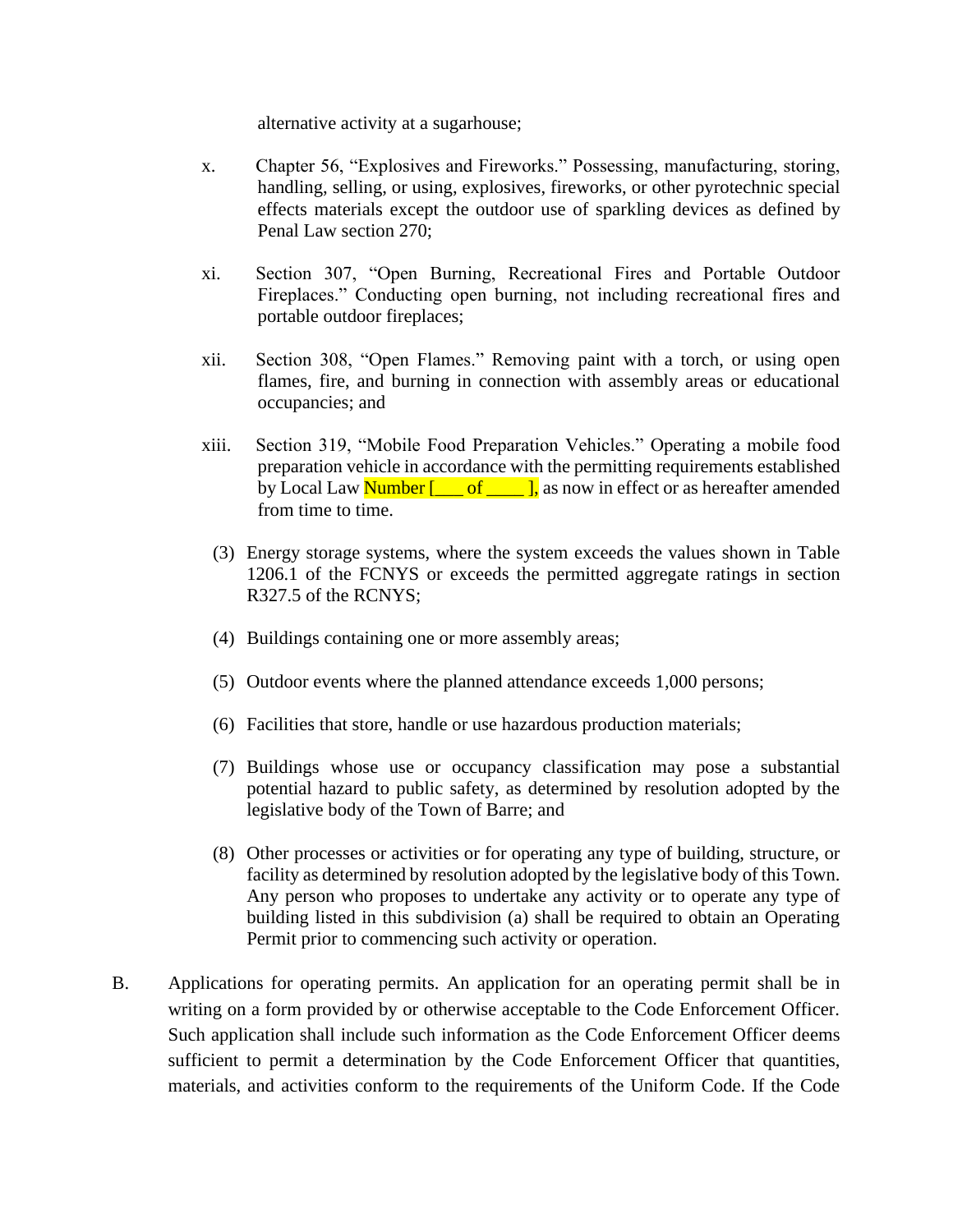alternative activity at a sugarhouse;

x. Chapter 56, "Explosives and Fireworks." Possessing, manufacturing, storing, handling, selling, or using, explosives, fireworks, or other pyrotechnic special effects materials except the outdoor use of sparkling devices as defined by Penal Law section 270;

xi. Section 307, "Open Burning, Recreational Fires and Portable Outdoor Fireplaces." Conducting open burning, not including recreational fires and portable outdoor fireplaces;

xii. Section 308, "Open Flames." Removing paint with a torch, or using open flames, fire, and burning in connection with assembly areas or educational occupancies; and

xiii. Section 319, "Mobile Food Preparation Vehicles." Operating a mobile food preparation vehicle in accordance with the permitting requirements established by Local Law Number [___ of ____ ], as now in effect or as hereafter amended from time to time.

(3) Energy storage systems, where the system exceeds the values shown in Table 1206.1 of the FCNYS or exceeds the permitted aggregate ratings in section R327.5 of the RCNYS;

(4) Buildings containing one or more assembly areas;

(5) Outdoor events where the planned attendance exceeds 1,000 persons;

(6) Facilities that store, handle or use hazardous production materials;

(7) Buildings whose use or occupancy classification may pose a substantial potential hazard to public safety, as determined by resolution adopted by the legislative body of the Town of Barre; and

(8) Other processes or activities or for operating any type of building, structure, or facility as determined by resolution adopted by the legislative body of this Town. Any person who proposes to undertake any activity or to operate any type of building listed in this subdivision (a) shall be required to obtain an Operating Permit prior to commencing such activity or operation.

B. Applications for operating permits. An application for an operating permit shall be in writing on a form provided by or otherwise acceptable to the Code Enforcement Officer. Such application shall include such information as the Code Enforcement Officer deems sufficient to permit a determination by the Code Enforcement Officer that quantities, materials, and activities conform to the requirements of the Uniform Code. If the Code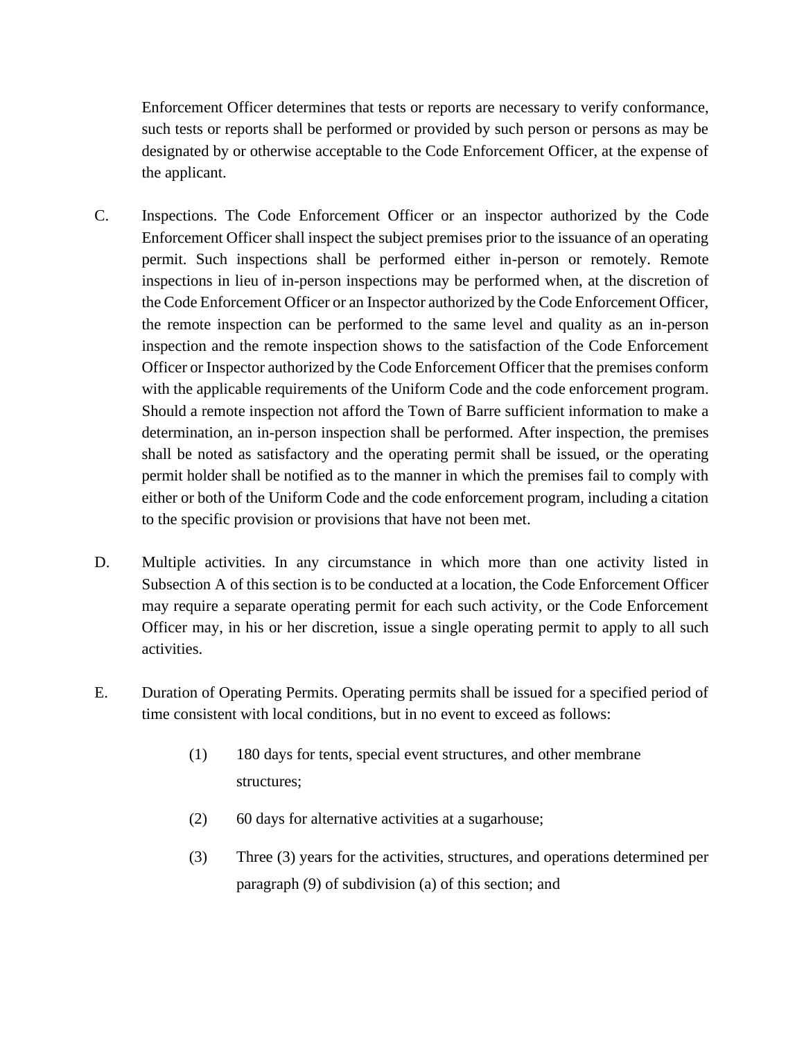Enforcement Officer determines that tests or reports are necessary to verify conformance, such tests or reports shall be performed or provided by such person or persons as may be designated by or otherwise acceptable to the Code Enforcement Officer, at the expense of the applicant.

C. Inspections. The Code Enforcement Officer or an inspector authorized by the Code Enforcement Officer shall inspect the subject premises prior to the issuance of an operating permit. Such inspections shall be performed either in-person or remotely. Remote inspections in lieu of in-person inspections may be performed when, at the discretion of the Code Enforcement Officer or an Inspector authorized by the Code Enforcement Officer, the remote inspection can be performed to the same level and quality as an in-person inspection and the remote inspection shows to the satisfaction of the Code Enforcement Officer or Inspector authorized by the Code Enforcement Officer that the premises conform with the applicable requirements of the Uniform Code and the code enforcement program. Should a remote inspection not afford the Town of Barre sufficient information to make a determination, an in-person inspection shall be performed. After inspection, the premises shall be noted as satisfactory and the operating permit shall be issued, or the operating permit holder shall be notified as to the manner in which the premises fail to comply with either or both of the Uniform Code and the code enforcement program, including a citation to the specific provision or provisions that have not been met.

D. Multiple activities. In any circumstance in which more than one activity listed in Subsection A of this section is to be conducted at a location, the Code Enforcement Officer may require a separate operating permit for each such activity, or the Code Enforcement Officer may, in his or her discretion, issue a single operating permit to apply to all such activities.

E. Duration of Operating Permits. Operating permits shall be issued for a specified period of time consistent with local conditions, but in no event to exceed as follows:

(1) 180 days for tents, special event structures, and other membrane structures;

(2) 60 days for alternative activities at a sugarhouse;

(3) Three (3) years for the activities, structures, and operations determined per paragraph (9) of subdivision (a) of this section; and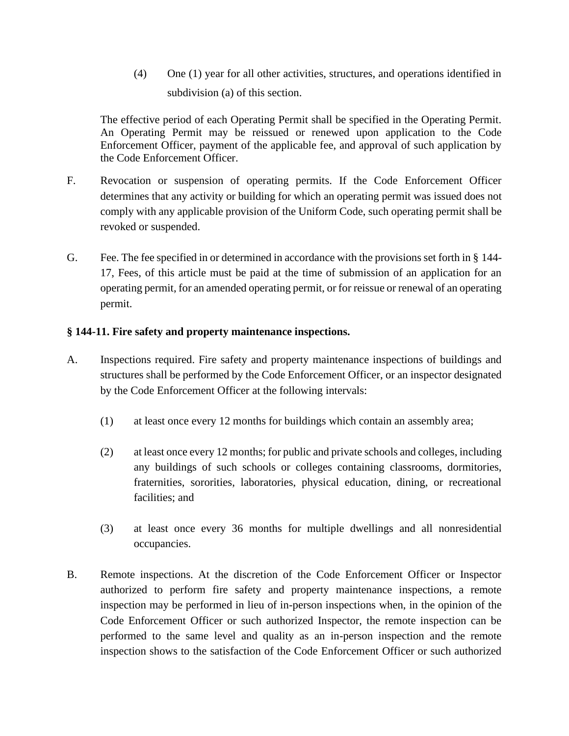(4) One (1) year for all other activities, structures, and operations identified in subdivision (a) of this section.

The effective period of each Operating Permit shall be specified in the Operating Permit. An Operating Permit may be reissued or renewed upon application to the Code Enforcement Officer, payment of the applicable fee, and approval of such application by the Code Enforcement Officer.

F. Revocation or suspension of operating permits. If the Code Enforcement Officer determines that any activity or building for which an operating permit was issued does not comply with any applicable provision of the Uniform Code, such operating permit shall be revoked or suspended.

G. Fee. The fee specified in or determined in accordance with the provisions set forth in § 144-17, Fees, of this article must be paid at the time of submission of an application for an operating permit, for an amended operating permit, or for reissue or renewal of an operating permit.

**§ 144-11. Fire safety and property maintenance inspections.**

A. Inspections required. Fire safety and property maintenance inspections of buildings and structures shall be performed by the Code Enforcement Officer, or an inspector designated by the Code Enforcement Officer at the following intervals:

(1) at least once every 12 months for buildings which contain an assembly area;

(2) at least once every 12 months; for public and private schools and colleges, including any buildings of such schools or colleges containing classrooms, dormitories, fraternities, sororities, laboratories, physical education, dining, or recreational facilities; and

(3) at least once every 36 months for multiple dwellings and all nonresidential occupancies.

B. Remote inspections. At the discretion of the Code Enforcement Officer or Inspector authorized to perform fire safety and property maintenance inspections, a remote inspection may be performed in lieu of in-person inspections when, in the opinion of the Code Enforcement Officer or such authorized Inspector, the remote inspection can be performed to the same level and quality as an in-person inspection and the remote inspection shows to the satisfaction of the Code Enforcement Officer or such authorized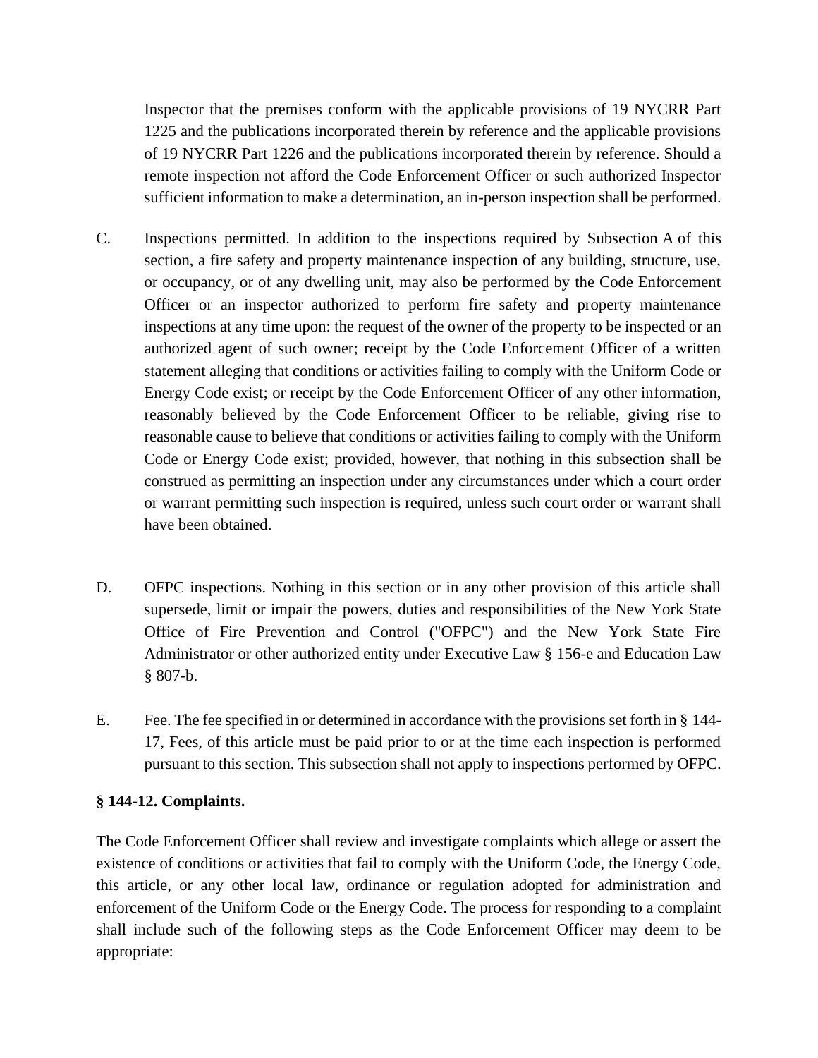Inspector that the premises conform with the applicable provisions of 19 NYCRR Part 1225 and the publications incorporated therein by reference and the applicable provisions of 19 NYCRR Part 1226 and the publications incorporated therein by reference. Should a remote inspection not afford the Code Enforcement Officer or such authorized Inspector sufficient information to make a determination, an in-person inspection shall be performed.

C. Inspections permitted. In addition to the inspections required by Subsection A of this section, a fire safety and property maintenance inspection of any building, structure, use, or occupancy, or of any dwelling unit, may also be performed by the Code Enforcement Officer or an inspector authorized to perform fire safety and property maintenance inspections at any time upon: the request of the owner of the property to be inspected or an authorized agent of such owner; receipt by the Code Enforcement Officer of a written statement alleging that conditions or activities failing to comply with the Uniform Code or Energy Code exist; or receipt by the Code Enforcement Officer of any other information, reasonably believed by the Code Enforcement Officer to be reliable, giving rise to reasonable cause to believe that conditions or activities failing to comply with the Uniform Code or Energy Code exist; provided, however, that nothing in this subsection shall be construed as permitting an inspection under any circumstances under which a court order or warrant permitting such inspection is required, unless such court order or warrant shall have been obtained.

D. OFPC inspections. Nothing in this section or in any other provision of this article shall supersede, limit or impair the powers, duties and responsibilities of the New York State Office of Fire Prevention and Control ("OFPC") and the New York State Fire Administrator or other authorized entity under Executive Law § 156-e and Education Law § 807-b.

E. Fee. The fee specified in or determined in accordance with the provisions set forth in § 144-17, Fees, of this article must be paid prior to or at the time each inspection is performed pursuant to this section. This subsection shall not apply to inspections performed by OFPC.

**§ 144-12. Complaints.**

The Code Enforcement Officer shall review and investigate complaints which allege or assert the existence of conditions or activities that fail to comply with the Uniform Code, the Energy Code, this article, or any other local law, ordinance or regulation adopted for administration and enforcement of the Uniform Code or the Energy Code. The process for responding to a complaint shall include such of the following steps as the Code Enforcement Officer may deem to be appropriate: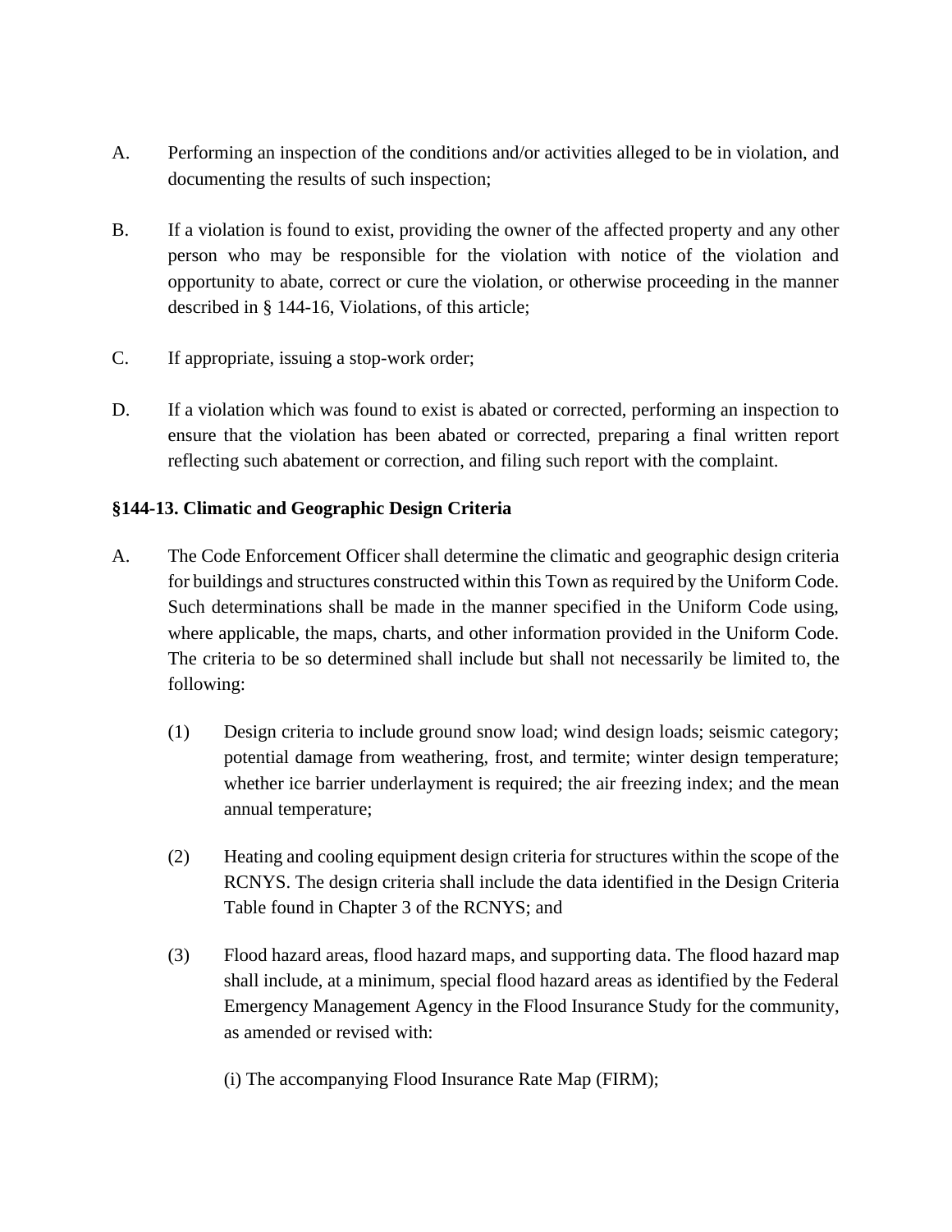A. Performing an inspection of the conditions and/or activities alleged to be in violation, and documenting the results of such inspection;

B. If a violation is found to exist, providing the owner of the affected property and any other person who may be responsible for the violation with notice of the violation and opportunity to abate, correct or cure the violation, or otherwise proceeding in the manner described in § 144-16, Violations, of this article;

C. If appropriate, issuing a stop-work order;

D. If a violation which was found to exist is abated or corrected, performing an inspection to ensure that the violation has been abated or corrected, preparing a final written report reflecting such abatement or correction, and filing such report with the complaint.

**§144-13. Climatic and Geographic Design Criteria**

A. The Code Enforcement Officer shall determine the climatic and geographic design criteria for buildings and structures constructed within this Town as required by the Uniform Code. Such determinations shall be made in the manner specified in the Uniform Code using, where applicable, the maps, charts, and other information provided in the Uniform Code. The criteria to be so determined shall include but shall not necessarily be limited to, the following:

   (1) Design criteria to include ground snow load; wind design loads; seismic category; potential damage from weathering, frost, and termite; winter design temperature; whether ice barrier underlayment is required; the air freezing index; and the mean annual temperature;

   (2) Heating and cooling equipment design criteria for structures within the scope of the RCNYS. The design criteria shall include the data identified in the Design Criteria Table found in Chapter 3 of the RCNYS; and

   (3) Flood hazard areas, flood hazard maps, and supporting data. The flood hazard map shall include, at a minimum, special flood hazard areas as identified by the Federal Emergency Management Agency in the Flood Insurance Study for the community, as amended or revised with:

      (i) The accompanying Flood Insurance Rate Map (FIRM);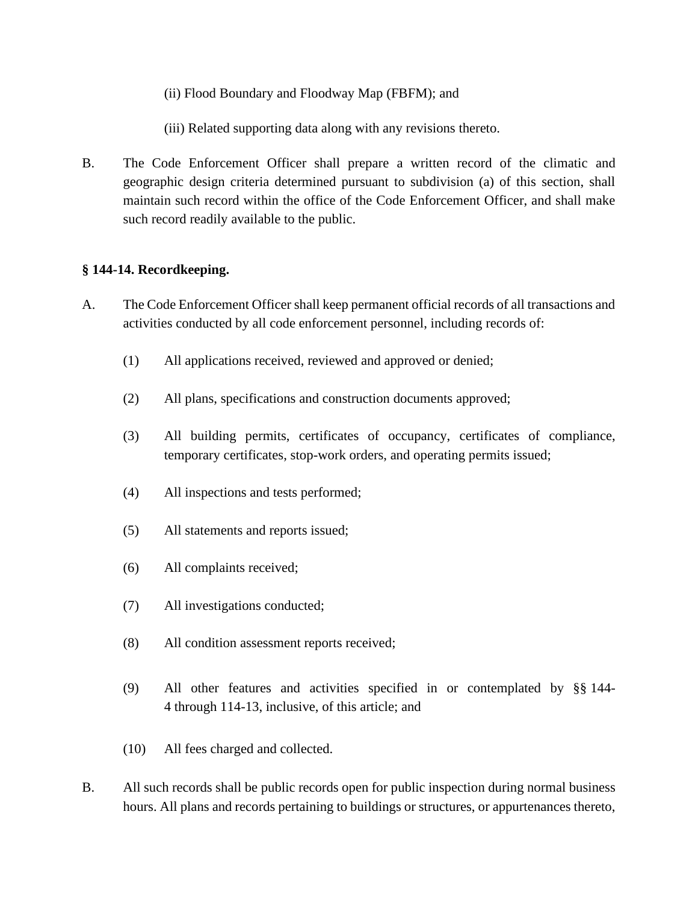(ii) Flood Boundary and Floodway Map (FBFM); and

(iii) Related supporting data along with any revisions thereto.

B. The Code Enforcement Officer shall prepare a written record of the climatic and geographic design criteria determined pursuant to subdivision (a) of this section, shall maintain such record within the office of the Code Enforcement Officer, and shall make such record readily available to the public.

**§ 144-14. Recordkeeping.**

A. The Code Enforcement Officer shall keep permanent official records of all transactions and activities conducted by all code enforcement personnel, including records of:

(1) All applications received, reviewed and approved or denied;

(2) All plans, specifications and construction documents approved;

(3) All building permits, certificates of occupancy, certificates of compliance, temporary certificates, stop-work orders, and operating permits issued;

(4) All inspections and tests performed;

(5) All statements and reports issued;

(6) All complaints received;

(7) All investigations conducted;

(8) All condition assessment reports received;

(9) All other features and activities specified in or contemplated by §§ 144-4 through 114-13, inclusive, of this article; and

(10) All fees charged and collected.

B. All such records shall be public records open for public inspection during normal business hours. All plans and records pertaining to buildings or structures, or appurtenances thereto,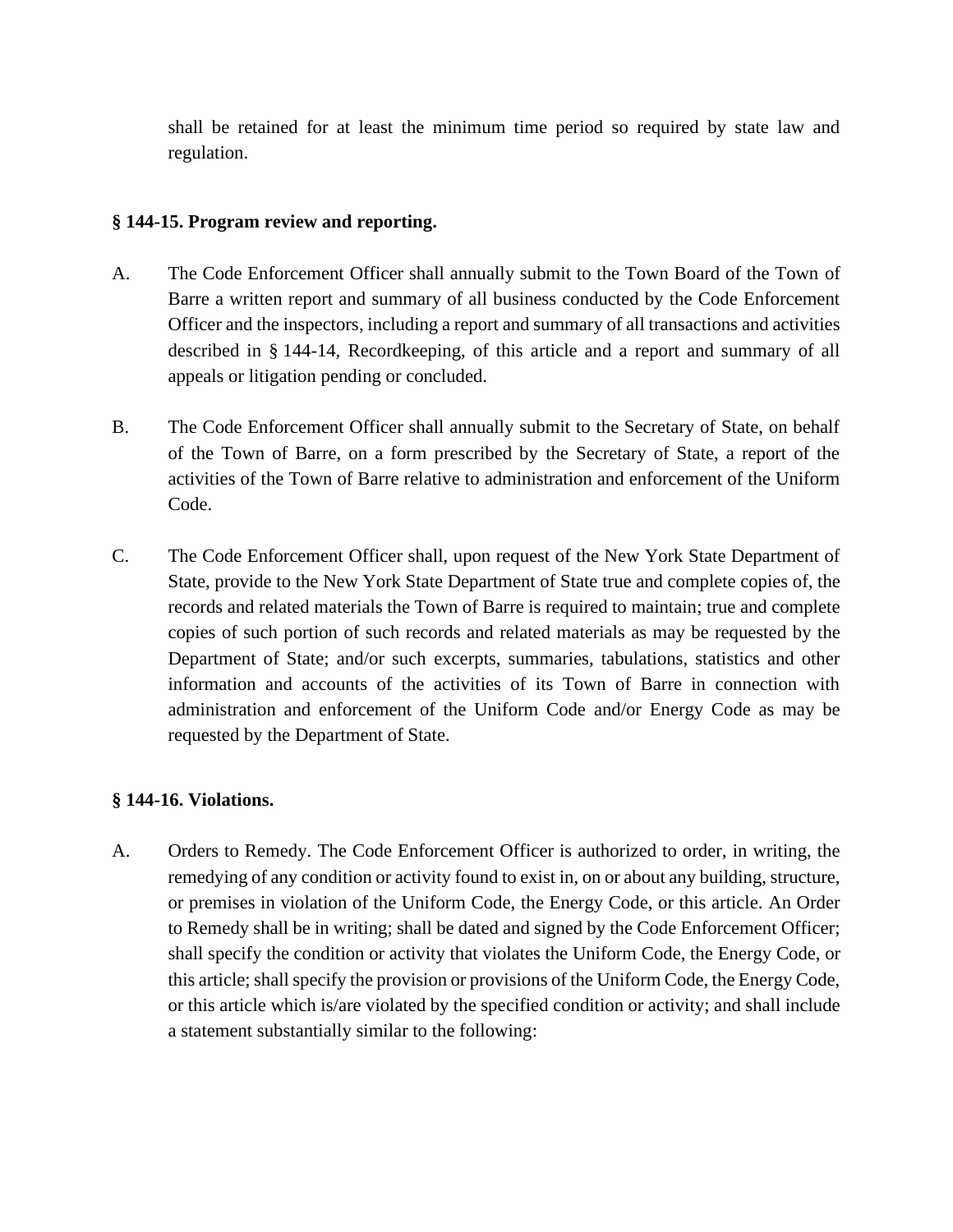shall be retained for at least the minimum time period so required by state law and regulation.

**§ 144-15. Program review and reporting.**

A. The Code Enforcement Officer shall annually submit to the Town Board of the Town of Barre a written report and summary of all business conducted by the Code Enforcement Officer and the inspectors, including a report and summary of all transactions and activities described in § 144-14, Recordkeeping, of this article and a report and summary of all appeals or litigation pending or concluded.

B. The Code Enforcement Officer shall annually submit to the Secretary of State, on behalf of the Town of Barre, on a form prescribed by the Secretary of State, a report of the activities of the Town of Barre relative to administration and enforcement of the Uniform Code.

C. The Code Enforcement Officer shall, upon request of the New York State Department of State, provide to the New York State Department of State true and complete copies of, the records and related materials the Town of Barre is required to maintain; true and complete copies of such portion of such records and related materials as may be requested by the Department of State; and/or such excerpts, summaries, tabulations, statistics and other information and accounts of the activities of its Town of Barre in connection with administration and enforcement of the Uniform Code and/or Energy Code as may be requested by the Department of State.

**§ 144-16. Violations.**

A. Orders to Remedy. The Code Enforcement Officer is authorized to order, in writing, the remedying of any condition or activity found to exist in, on or about any building, structure, or premises in violation of the Uniform Code, the Energy Code, or this article. An Order to Remedy shall be in writing; shall be dated and signed by the Code Enforcement Officer; shall specify the condition or activity that violates the Uniform Code, the Energy Code, or this article; shall specify the provision or provisions of the Uniform Code, the Energy Code, or this article which is/are violated by the specified condition or activity; and shall include a statement substantially similar to the following: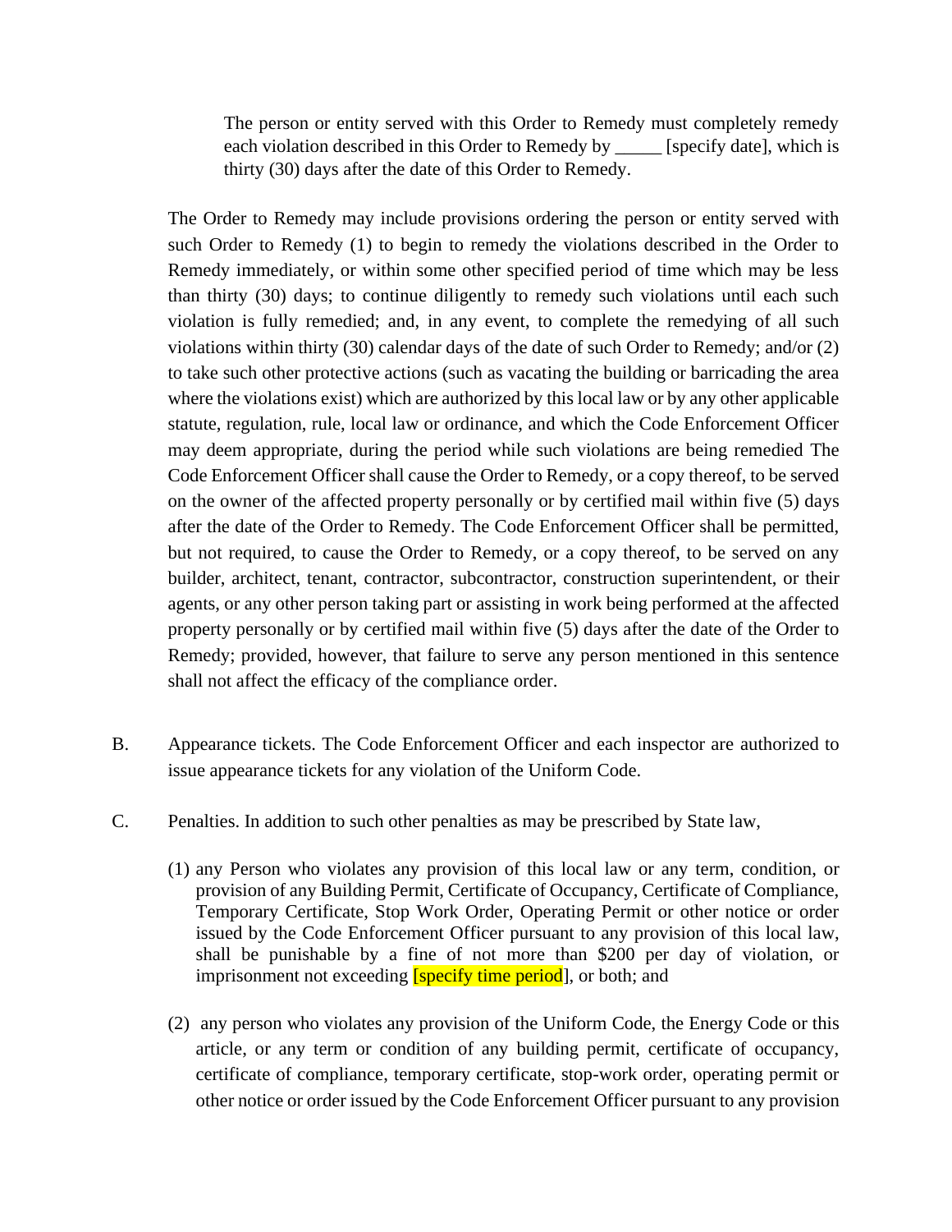> The person or entity served with this Order to Remedy must completely remedy each violation described in this Order to Remedy by _____ [specify date], which is thirty (30) days after the date of this Order to Remedy.

The Order to Remedy may include provisions ordering the person or entity served with such Order to Remedy (1) to begin to remedy the violations described in the Order to Remedy immediately, or within some other specified period of time which may be less than thirty (30) days; to continue diligently to remedy such violations until each such violation is fully remedied; and, in any event, to complete the remedying of all such violations within thirty (30) calendar days of the date of such Order to Remedy; and/or (2) to take such other protective actions (such as vacating the building or barricading the area where the violations exist) which are authorized by this local law or by any other applicable statute, regulation, rule, local law or ordinance, and which the Code Enforcement Officer may deem appropriate, during the period while such violations are being remedied The Code Enforcement Officer shall cause the Order to Remedy, or a copy thereof, to be served on the owner of the affected property personally or by certified mail within five (5) days after the date of the Order to Remedy. The Code Enforcement Officer shall be permitted, but not required, to cause the Order to Remedy, or a copy thereof, to be served on any builder, architect, tenant, contractor, subcontractor, construction superintendent, or their agents, or any other person taking part or assisting in work being performed at the affected property personally or by certified mail within five (5) days after the date of the Order to Remedy; provided, however, that failure to serve any person mentioned in this sentence shall not affect the efficacy of the compliance order.

B. Appearance tickets. The Code Enforcement Officer and each inspector are authorized to issue appearance tickets for any violation of the Uniform Code.

C. Penalties. In addition to such other penalties as may be prescribed by State law,

(1) any Person who violates any provision of this local law or any term, condition, or provision of any Building Permit, Certificate of Occupancy, Certificate of Compliance, Temporary Certificate, Stop Work Order, Operating Permit or other notice or order issued by the Code Enforcement Officer pursuant to any provision of this local law, shall be punishable by a fine of not more than $200 per day of violation, or imprisonment not exceeding [specify time period], or both; and

(2) any person who violates any provision of the Uniform Code, the Energy Code or this article, or any term or condition of any building permit, certificate of occupancy, certificate of compliance, temporary certificate, stop-work order, operating permit or other notice or order issued by the Code Enforcement Officer pursuant to any provision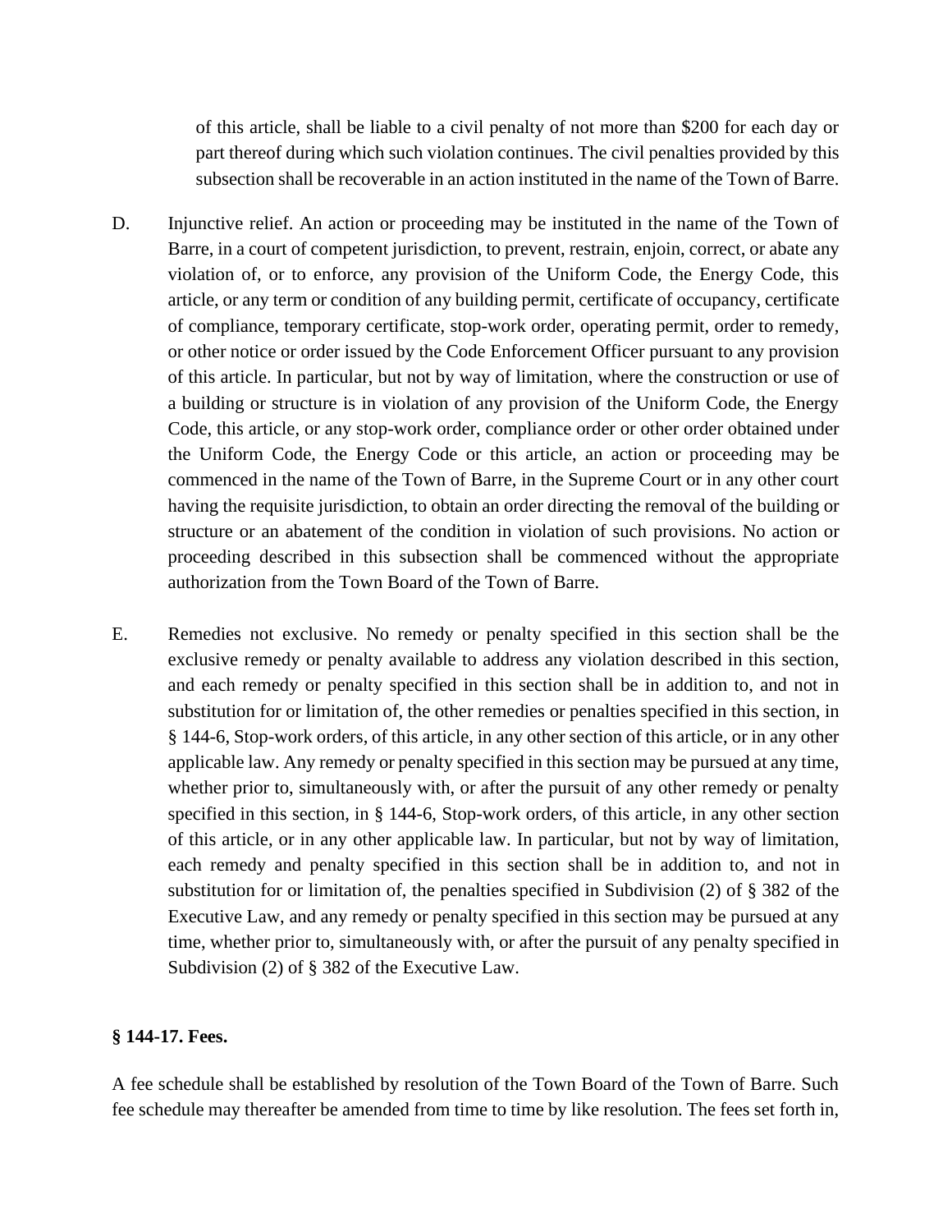of this article, shall be liable to a civil penalty of not more than $200 for each day or part thereof during which such violation continues. The civil penalties provided by this subsection shall be recoverable in an action instituted in the name of the Town of Barre.

D. Injunctive relief. An action or proceeding may be instituted in the name of the Town of Barre, in a court of competent jurisdiction, to prevent, restrain, enjoin, correct, or abate any violation of, or to enforce, any provision of the Uniform Code, the Energy Code, this article, or any term or condition of any building permit, certificate of occupancy, certificate of compliance, temporary certificate, stop-work order, operating permit, order to remedy, or other notice or order issued by the Code Enforcement Officer pursuant to any provision of this article. In particular, but not by way of limitation, where the construction or use of a building or structure is in violation of any provision of the Uniform Code, the Energy Code, this article, or any stop-work order, compliance order or other order obtained under the Uniform Code, the Energy Code or this article, an action or proceeding may be commenced in the name of the Town of Barre, in the Supreme Court or in any other court having the requisite jurisdiction, to obtain an order directing the removal of the building or structure or an abatement of the condition in violation of such provisions. No action or proceeding described in this subsection shall be commenced without the appropriate authorization from the Town Board of the Town of Barre.

E. Remedies not exclusive. No remedy or penalty specified in this section shall be the exclusive remedy or penalty available to address any violation described in this section, and each remedy or penalty specified in this section shall be in addition to, and not in substitution for or limitation of, the other remedies or penalties specified in this section, in § 144-6, Stop-work orders, of this article, in any other section of this article, or in any other applicable law. Any remedy or penalty specified in this section may be pursued at any time, whether prior to, simultaneously with, or after the pursuit of any other remedy or penalty specified in this section, in § 144-6, Stop-work orders, of this article, in any other section of this article, or in any other applicable law. In particular, but not by way of limitation, each remedy and penalty specified in this section shall be in addition to, and not in substitution for or limitation of, the penalties specified in Subdivision (2) of § 382 of the Executive Law, and any remedy or penalty specified in this section may be pursued at any time, whether prior to, simultaneously with, or after the pursuit of any penalty specified in Subdivision (2) of § 382 of the Executive Law.

**§ 144-17. Fees.**

A fee schedule shall be established by resolution of the Town Board of the Town of Barre. Such fee schedule may thereafter be amended from time to time by like resolution. The fees set forth in,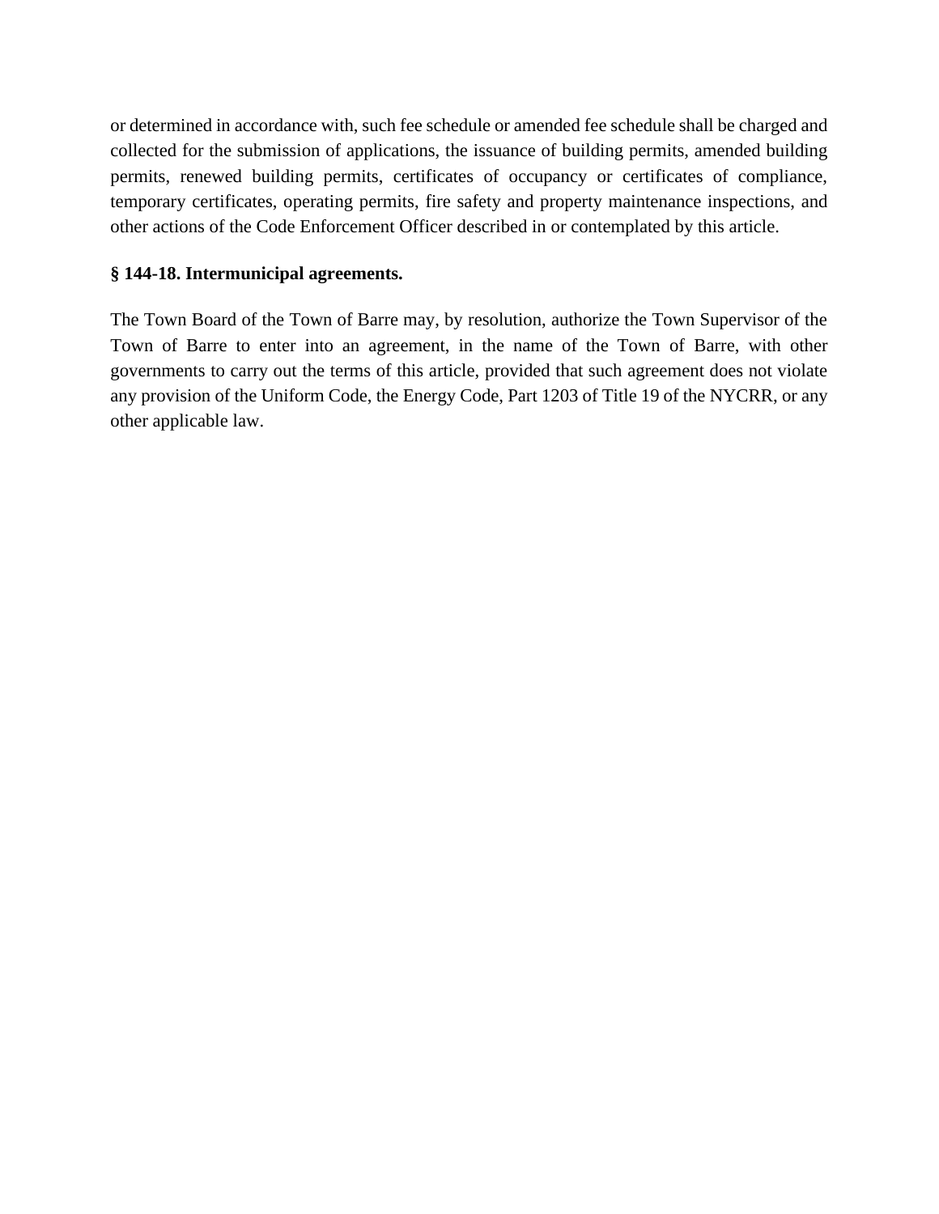or determined in accordance with, such fee schedule or amended fee schedule shall be charged and collected for the submission of applications, the issuance of building permits, amended building permits, renewed building permits, certificates of occupancy or certificates of compliance, temporary certificates, operating permits, fire safety and property maintenance inspections, and other actions of the Code Enforcement Officer described in or contemplated by this article.

**§ 144-18. Intermunicipal agreements.**

The Town Board of the Town of Barre may, by resolution, authorize the Town Supervisor of the Town of Barre to enter into an agreement, in the name of the Town of Barre, with other governments to carry out the terms of this article, provided that such agreement does not violate any provision of the Uniform Code, the Energy Code, Part 1203 of Title 19 of the NYCRR, or any other applicable law.